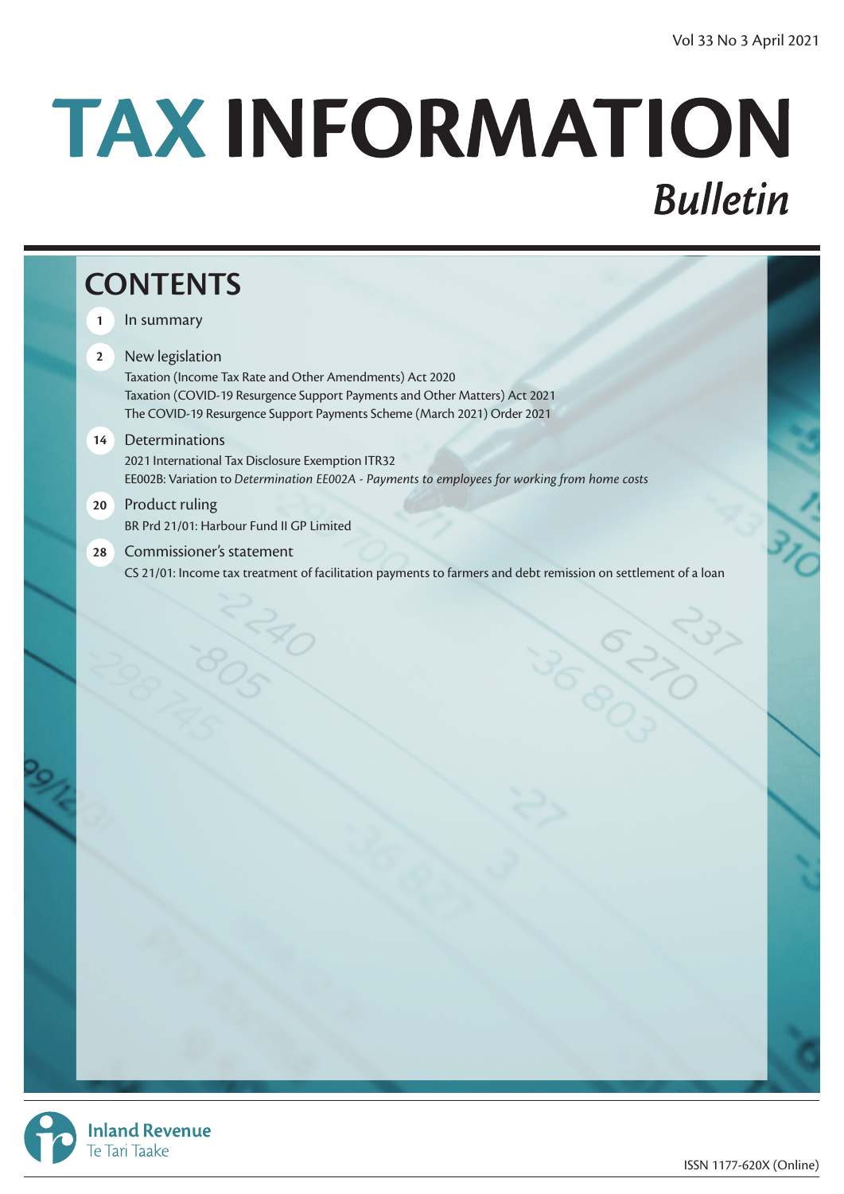Vol 33 No 3 April 2021

# TAX INFORMATION *Bulletin*

## CONTENTS

**1** In summary

**2** New legislation
Taxation (Income Tax Rate and Other Amendments) Act 2020
Taxation (COVID-19 Resurgence Support Payments and Other Matters) Act 2021
The COVID-19 Resurgence Support Payments Scheme (March 2021) Order 2021

**14** Determinations
2021 International Tax Disclosure Exemption ITR32
EE002B: Variation to *Determination EE002A - Payments to employees for working from home costs*

**20** Product ruling
BR Prd 21/01: Harbour Fund II GP Limited

**28** Commissioner's statement
CS 21/01: Income tax treatment of facilitation payments to farmers and debt remission on settlement of a loan

Inland Revenue
Te Tari Taake

ISSN 1177-620X (Online)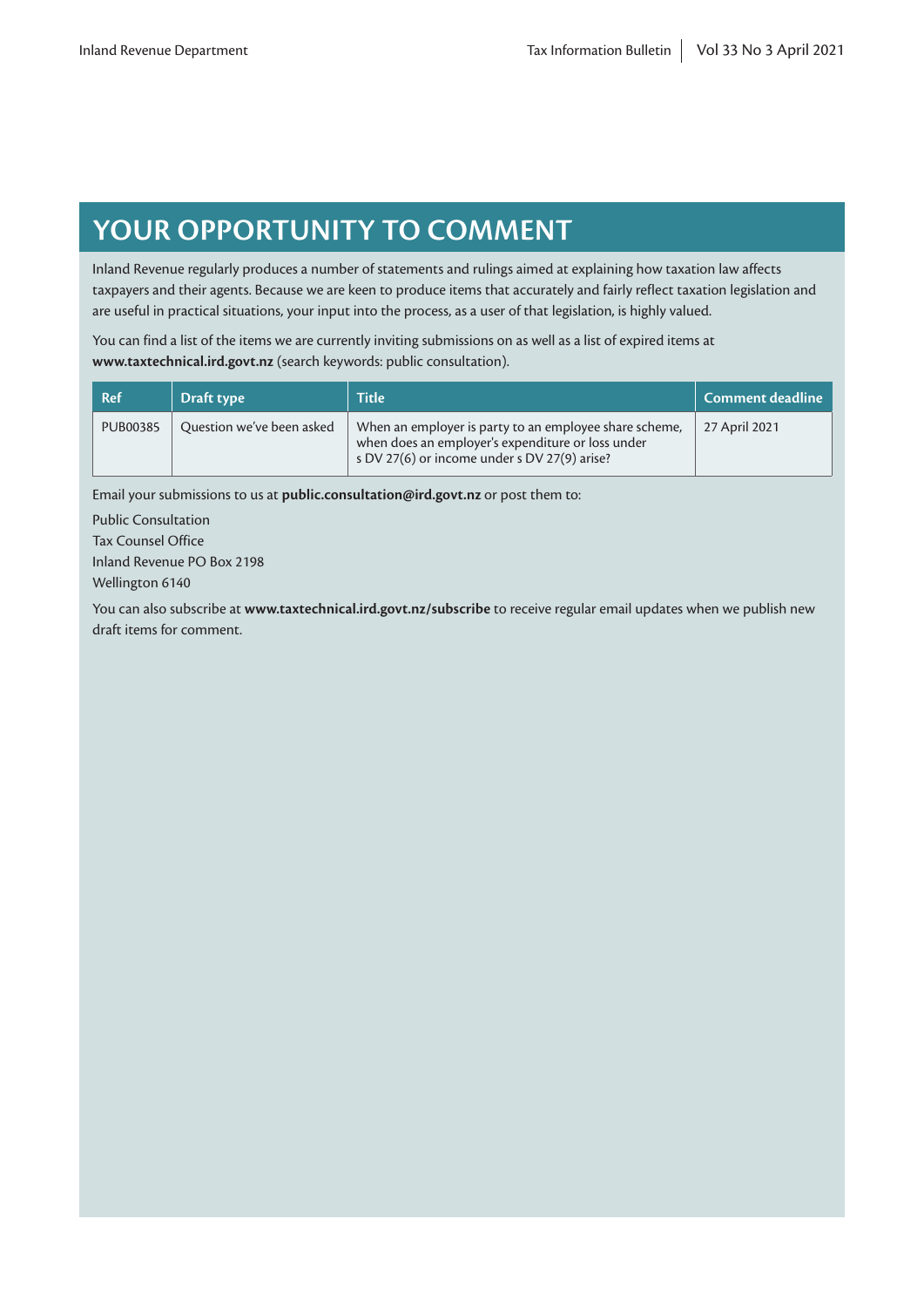# YOUR OPPORTUNITY TO COMMENT

Inland Revenue regularly produces a number of statements and rulings aimed at explaining how taxation law affects taxpayers and their agents. Because we are keen to produce items that accurately and fairly reflect taxation legislation and are useful in practical situations, your input into the process, as a user of that legislation, is highly valued.

You can find a list of the items we are currently inviting submissions on as well as a list of expired items at **www.taxtechnical.ird.govt.nz** (search keywords: public consultation).

| Ref | Draft type | Title | Comment deadline |
|---|---|---|---|
| PUB00385 | Question we've been asked | When an employer is party to an employee share scheme, when does an employer's expenditure or loss under s DV 27(6) or income under s DV 27(9) arise? | 27 April 2021 |

Email your submissions to us at **public.consultation@ird.govt.nz** or post them to:

Public Consultation
Tax Counsel Office
Inland Revenue PO Box 2198
Wellington 6140

You can also subscribe at **www.taxtechnical.ird.govt.nz/subscribe** to receive regular email updates when we publish new draft items for comment.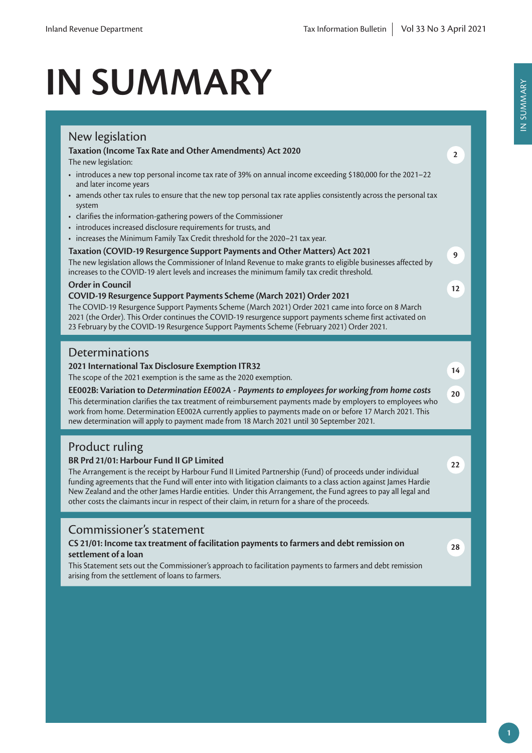# IN SUMMARY

## New legislation

**Taxation (Income Tax Rate and Other Amendments) Act 2020** — 2

The new legislation:

- introduces a new top personal income tax rate of 39% on annual income exceeding $180,000 for the 2021–22 and later income years
- amends other tax rules to ensure that the new top personal tax rate applies consistently across the personal tax system
- clarifies the information-gathering powers of the Commissioner
- introduces increased disclosure requirements for trusts, and
- increases the Minimum Family Tax Credit threshold for the 2020–21 tax year.

**Taxation (COVID-19 Resurgence Support Payments and Other Matters) Act 2021** — 9

The new legislation allows the Commissioner of Inland Revenue to make grants to eligible businesses affected by increases to the COVID-19 alert levels and increases the minimum family tax credit threshold.

**Order in Council**

**COVID-19 Resurgence Support Payments Scheme (March 2021) Order 2021** — 12

The COVID-19 Resurgence Support Payments Scheme (March 2021) Order 2021 came into force on 8 March 2021 (the Order). This Order continues the COVID-19 resurgence support payments scheme first activated on 23 February by the COVID-19 Resurgence Support Payments Scheme (February 2021) Order 2021.

## Determinations

**2021 International Tax Disclosure Exemption ITR32** — 14

The scope of the 2021 exemption is the same as the 2020 exemption.

**EE002B: Variation to *Determination EE002A - Payments to employees for working from home costs*** — 20

This determination clarifies the tax treatment of reimbursement payments made by employers to employees who work from home. Determination EE002A currently applies to payments made on or before 17 March 2021. This new determination will apply to payment made from 18 March 2021 until 30 September 2021.

## Product ruling

**BR Prd 21/01: Harbour Fund II GP Limited** — 22

The Arrangement is the receipt by Harbour Fund II Limited Partnership (Fund) of proceeds under individual funding agreements that the Fund will enter into with litigation claimants to a class action against James Hardie New Zealand and the other James Hardie entities. Under this Arrangement, the Fund agrees to pay all legal and other costs the claimants incur in respect of their claim, in return for a share of the proceeds.

## Commissioner's statement

**CS 21/01: Income tax treatment of facilitation payments to farmers and debt remission on settlement of a loan** — 28

This Statement sets out the Commissioner's approach to facilitation payments to farmers and debt remission arising from the settlement of loans to farmers.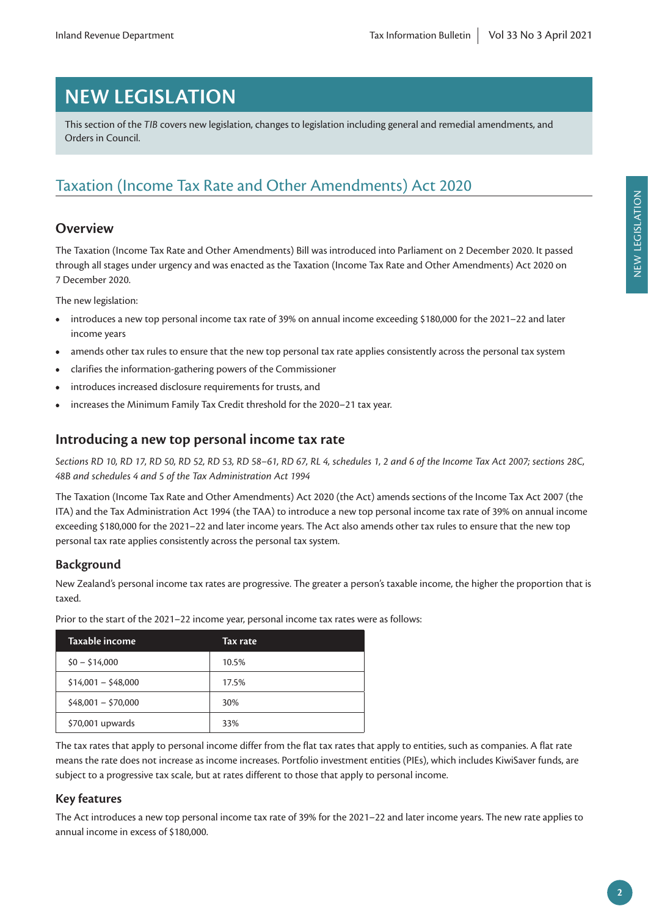# NEW LEGISLATION

This section of the *TIB* covers new legislation, changes to legislation including general and remedial amendments, and Orders in Council.

## Taxation (Income Tax Rate and Other Amendments) Act 2020

### Overview

The Taxation (Income Tax Rate and Other Amendments) Bill was introduced into Parliament on 2 December 2020. It passed through all stages under urgency and was enacted as the Taxation (Income Tax Rate and Other Amendments) Act 2020 on 7 December 2020.

The new legislation:

- introduces a new top personal income tax rate of 39% on annual income exceeding $180,000 for the 2021–22 and later income years
- amends other tax rules to ensure that the new top personal tax rate applies consistently across the personal tax system
- clarifies the information-gathering powers of the Commissioner
- introduces increased disclosure requirements for trusts, and
- increases the Minimum Family Tax Credit threshold for the 2020–21 tax year.

### Introducing a new top personal income tax rate

*Sections RD 10, RD 17, RD 50, RD 52, RD 53, RD 58–61, RD 67, RL 4, schedules 1, 2 and 6 of the Income Tax Act 2007; sections 28C, 48B and schedules 4 and 5 of the Tax Administration Act 1994*

The Taxation (Income Tax Rate and Other Amendments) Act 2020 (the Act) amends sections of the Income Tax Act 2007 (the ITA) and the Tax Administration Act 1994 (the TAA) to introduce a new top personal income tax rate of 39% on annual income exceeding $180,000 for the 2021–22 and later income years. The Act also amends other tax rules to ensure that the new top personal tax rate applies consistently across the personal tax system.

#### Background

New Zealand's personal income tax rates are progressive. The greater a person's taxable income, the higher the proportion that is taxed.

Prior to the start of the 2021–22 income year, personal income tax rates were as follows:

| Taxable income | Tax rate |
|---|---|
| $0 – $14,000 | 10.5% |
| $14,001 – $48,000 | 17.5% |
| $48,001 – $70,000 | 30% |
| $70,001 upwards | 33% |

The tax rates that apply to personal income differ from the flat tax rates that apply to entities, such as companies. A flat rate means the rate does not increase as income increases. Portfolio investment entities (PIEs), which includes KiwiSaver funds, are subject to a progressive tax scale, but at rates different to those that apply to personal income.

#### Key features

The Act introduces a new top personal income tax rate of 39% for the 2021–22 and later income years. The new rate applies to annual income in excess of $180,000.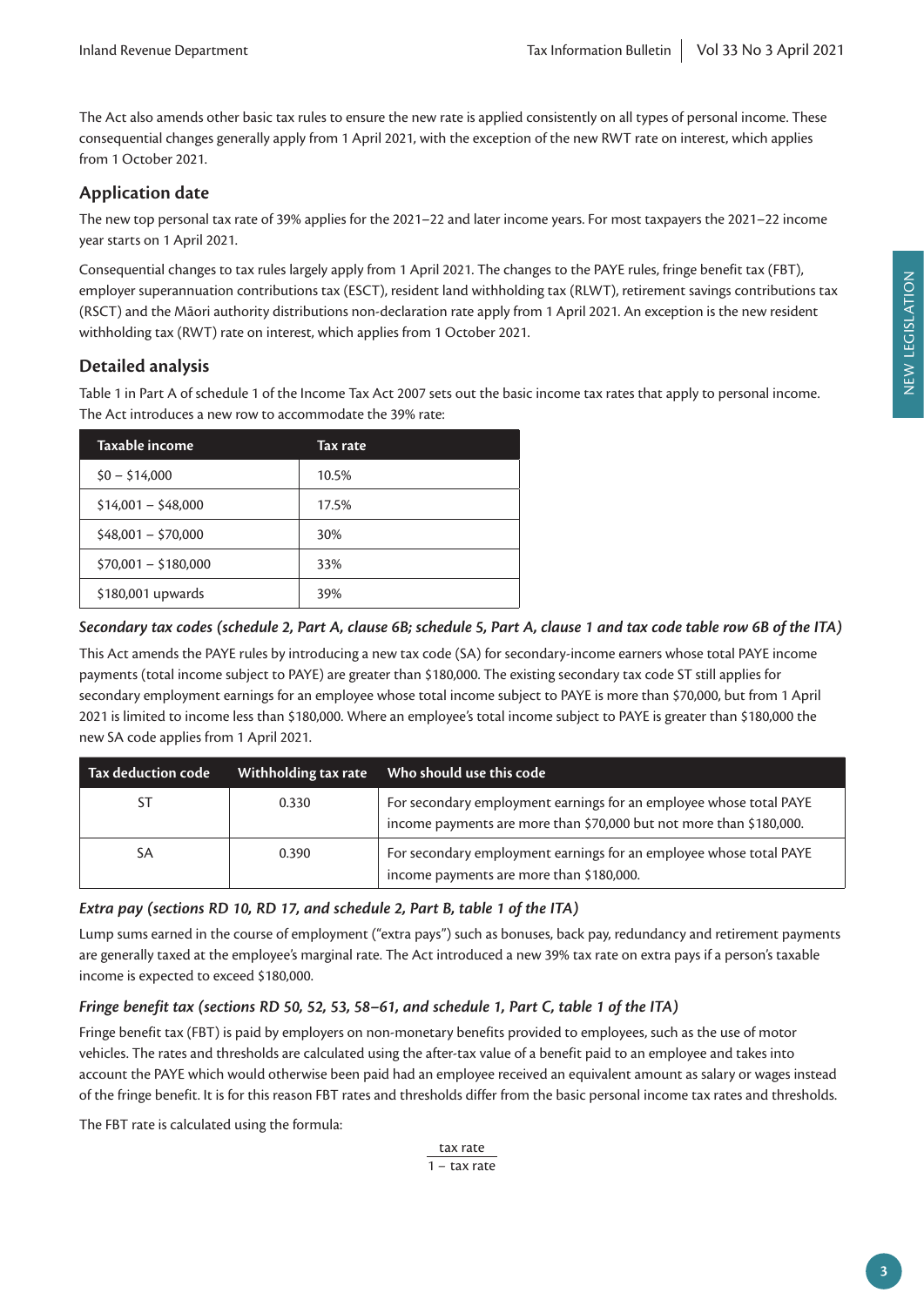The Act also amends other basic tax rules to ensure the new rate is applied consistently on all types of personal income. These consequential changes generally apply from 1 April 2021, with the exception of the new RWT rate on interest, which applies from 1 October 2021.

## Application date

The new top personal tax rate of 39% applies for the 2021–22 and later income years. For most taxpayers the 2021–22 income year starts on 1 April 2021.

Consequential changes to tax rules largely apply from 1 April 2021. The changes to the PAYE rules, fringe benefit tax (FBT), employer superannuation contributions tax (ESCT), resident land withholding tax (RLWT), retirement savings contributions tax (RSCT) and the Māori authority distributions non-declaration rate apply from 1 April 2021. An exception is the new resident withholding tax (RWT) rate on interest, which applies from 1 October 2021.

## Detailed analysis

Table 1 in Part A of schedule 1 of the Income Tax Act 2007 sets out the basic income tax rates that apply to personal income. The Act introduces a new row to accommodate the 39% rate:

| Taxable income | Tax rate |
|---|---|
| $0 – $14,000 | 10.5% |
| $14,001 – $48,000 | 17.5% |
| $48,001 – $70,000 | 30% |
| $70,001 – $180,000 | 33% |
| $180,001 upwards | 39% |

### *Secondary tax codes (schedule 2, Part A, clause 6B; schedule 5, Part A, clause 1 and tax code table row 6B of the ITA)*

This Act amends the PAYE rules by introducing a new tax code (SA) for secondary-income earners whose total PAYE income payments (total income subject to PAYE) are greater than $180,000. The existing secondary tax code ST still applies for secondary employment earnings for an employee whose total income subject to PAYE is more than $70,000, but from 1 April 2021 is limited to income less than $180,000. Where an employee's total income subject to PAYE is greater than $180,000 the new SA code applies from 1 April 2021.

| Tax deduction code | Withholding tax rate | Who should use this code |
|---|---|---|
| ST | 0.330 | For secondary employment earnings for an employee whose total PAYE income payments are more than $70,000 but not more than $180,000. |
| SA | 0.390 | For secondary employment earnings for an employee whose total PAYE income payments are more than $180,000. |

### *Extra pay (sections RD 10, RD 17, and schedule 2, Part B, table 1 of the ITA)*

Lump sums earned in the course of employment ("extra pays") such as bonuses, back pay, redundancy and retirement payments are generally taxed at the employee's marginal rate. The Act introduced a new 39% tax rate on extra pays if a person's taxable income is expected to exceed $180,000.

### *Fringe benefit tax (sections RD 50, 52, 53, 58–61, and schedule 1, Part C, table 1 of the ITA)*

Fringe benefit tax (FBT) is paid by employers on non-monetary benefits provided to employees, such as the use of motor vehicles. The rates and thresholds are calculated using the after-tax value of a benefit paid to an employee and takes into account the PAYE which would otherwise been paid had an employee received an equivalent amount as salary or wages instead of the fringe benefit. It is for this reason FBT rates and thresholds differ from the basic personal income tax rates and thresholds.

The FBT rate is calculated using the formula:

$$\frac{\text{tax rate}}{1 - \text{tax rate}}$$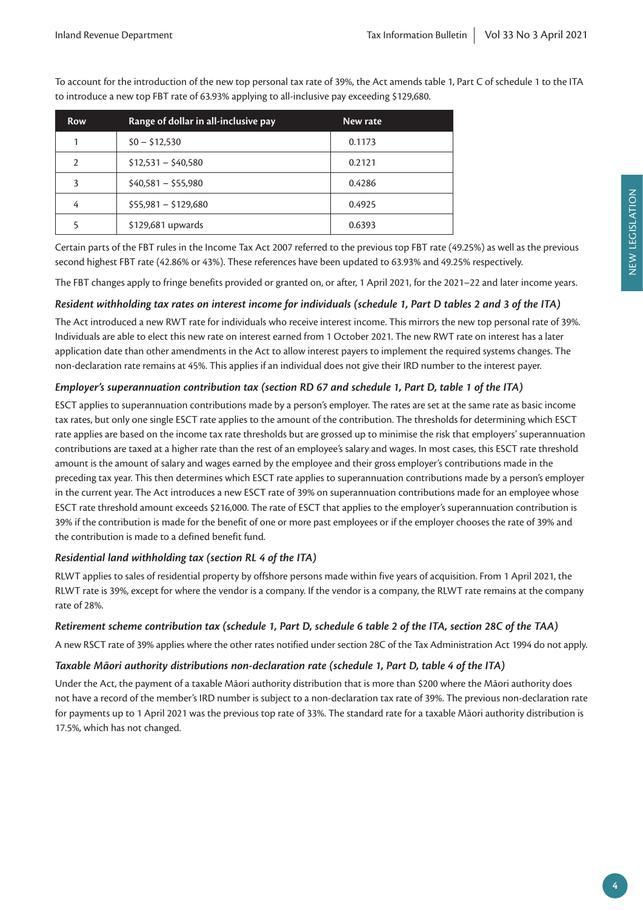To account for the introduction of the new top personal tax rate of 39%, the Act amends table 1, Part C of schedule 1 to the ITA to introduce a new top FBT rate of 63.93% applying to all-inclusive pay exceeding $129,680.

| Row | Range of dollar in all-inclusive pay | New rate |
|---|---|---|
| 1 | $0 – $12,530 | 0.1173 |
| 2 | $12,531 – $40,580 | 0.2121 |
| 3 | $40,581 – $55,980 | 0.4286 |
| 4 | $55,981 – $129,680 | 0.4925 |
| 5 | $129,681 upwards | 0.6393 |

Certain parts of the FBT rules in the Income Tax Act 2007 referred to the previous top FBT rate (49.25%) as well as the previous second highest FBT rate (42.86% or 43%). These references have been updated to 63.93% and 49.25% respectively.

The FBT changes apply to fringe benefits provided or granted on, or after, 1 April 2021, for the 2021–22 and later income years.

### *Resident withholding tax rates on interest income for individuals (schedule 1, Part D tables 2 and 3 of the ITA)*

The Act introduced a new RWT rate for individuals who receive interest income. This mirrors the new top personal rate of 39%. Individuals are able to elect this new rate on interest earned from 1 October 2021. The new RWT rate on interest has a later application date than other amendments in the Act to allow interest payers to implement the required systems changes. The non-declaration rate remains at 45%. This applies if an individual does not give their IRD number to the interest payer.

### *Employer's superannuation contribution tax (section RD 67 and schedule 1, Part D, table 1 of the ITA)*

ESCT applies to superannuation contributions made by a person's employer. The rates are set at the same rate as basic income tax rates, but only one single ESCT rate applies to the amount of the contribution. The thresholds for determining which ESCT rate applies are based on the income tax rate thresholds but are grossed up to minimise the risk that employers' superannuation contributions are taxed at a higher rate than the rest of an employee's salary and wages. In most cases, this ESCT rate threshold amount is the amount of salary and wages earned by the employee and their gross employer's contributions made in the preceding tax year. This then determines which ESCT rate applies to superannuation contributions made by a person's employer in the current year. The Act introduces a new ESCT rate of 39% on superannuation contributions made for an employee whose ESCT rate threshold amount exceeds $216,000. The rate of ESCT that applies to the employer's superannuation contribution is 39% if the contribution is made for the benefit of one or more past employees or if the employer chooses the rate of 39% and the contribution is made to a defined benefit fund.

### *Residential land withholding tax (section RL 4 of the ITA)*

RLWT applies to sales of residential property by offshore persons made within five years of acquisition. From 1 April 2021, the RLWT rate is 39%, except for where the vendor is a company. If the vendor is a company, the RLWT rate remains at the company rate of 28%.

### *Retirement scheme contribution tax (schedule 1, Part D, schedule 6 table 2 of the ITA, section 28C of the TAA)*

A new RSCT rate of 39% applies where the other rates notified under section 28C of the Tax Administration Act 1994 do not apply.

### *Taxable Māori authority distributions non-declaration rate (schedule 1, Part D, table 4 of the ITA)*

Under the Act, the payment of a taxable Māori authority distribution that is more than $200 where the Māori authority does not have a record of the member's IRD number is subject to a non-declaration tax rate of 39%. The previous non-declaration rate for payments up to 1 April 2021 was the previous top rate of 33%. The standard rate for a taxable Māori authority distribution is 17.5%, which has not changed.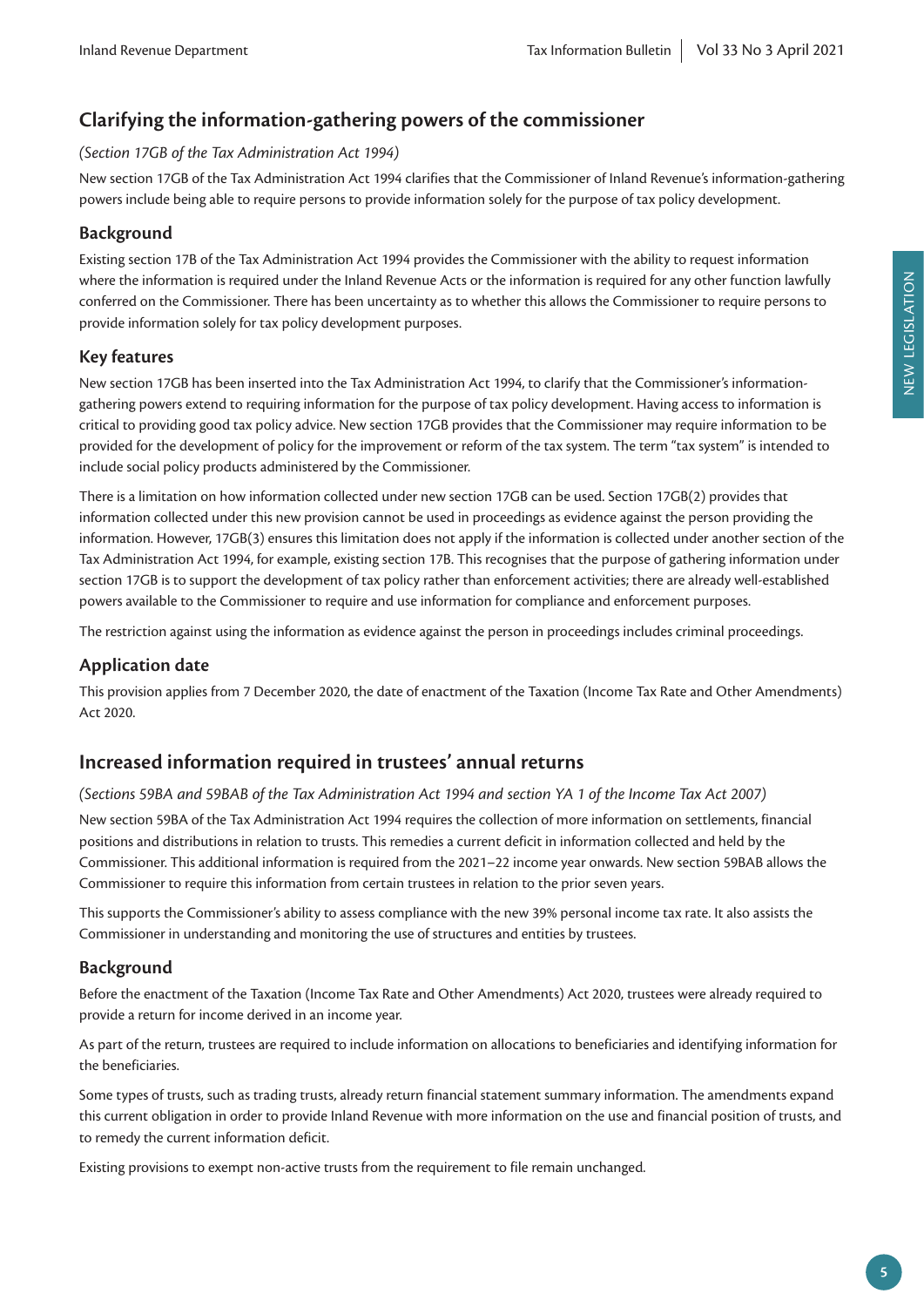## Clarifying the information-gathering powers of the commissioner

*(Section 17GB of the Tax Administration Act 1994)*

New section 17GB of the Tax Administration Act 1994 clarifies that the Commissioner of Inland Revenue's information-gathering powers include being able to require persons to provide information solely for the purpose of tax policy development.

### Background

Existing section 17B of the Tax Administration Act 1994 provides the Commissioner with the ability to request information where the information is required under the Inland Revenue Acts or the information is required for any other function lawfully conferred on the Commissioner. There has been uncertainty as to whether this allows the Commissioner to require persons to provide information solely for tax policy development purposes.

### Key features

New section 17GB has been inserted into the Tax Administration Act 1994, to clarify that the Commissioner's information-gathering powers extend to requiring information for the purpose of tax policy development. Having access to information is critical to providing good tax policy advice. New section 17GB provides that the Commissioner may require information to be provided for the development of policy for the improvement or reform of the tax system. The term "tax system" is intended to include social policy products administered by the Commissioner.

There is a limitation on how information collected under new section 17GB can be used. Section 17GB(2) provides that information collected under this new provision cannot be used in proceedings as evidence against the person providing the information. However, 17GB(3) ensures this limitation does not apply if the information is collected under another section of the Tax Administration Act 1994, for example, existing section 17B. This recognises that the purpose of gathering information under section 17GB is to support the development of tax policy rather than enforcement activities; there are already well-established powers available to the Commissioner to require and use information for compliance and enforcement purposes.

The restriction against using the information as evidence against the person in proceedings includes criminal proceedings.

### Application date

This provision applies from 7 December 2020, the date of enactment of the Taxation (Income Tax Rate and Other Amendments) Act 2020.

## Increased information required in trustees' annual returns

*(Sections 59BA and 59BAB of the Tax Administration Act 1994 and section YA 1 of the Income Tax Act 2007)*

New section 59BA of the Tax Administration Act 1994 requires the collection of more information on settlements, financial positions and distributions in relation to trusts. This remedies a current deficit in information collected and held by the Commissioner. This additional information is required from the 2021–22 income year onwards. New section 59BAB allows the Commissioner to require this information from certain trustees in relation to the prior seven years.

This supports the Commissioner's ability to assess compliance with the new 39% personal income tax rate. It also assists the Commissioner in understanding and monitoring the use of structures and entities by trustees.

### Background

Before the enactment of the Taxation (Income Tax Rate and Other Amendments) Act 2020, trustees were already required to provide a return for income derived in an income year.

As part of the return, trustees are required to include information on allocations to beneficiaries and identifying information for the beneficiaries.

Some types of trusts, such as trading trusts, already return financial statement summary information. The amendments expand this current obligation in order to provide Inland Revenue with more information on the use and financial position of trusts, and to remedy the current information deficit.

Existing provisions to exempt non-active trusts from the requirement to file remain unchanged.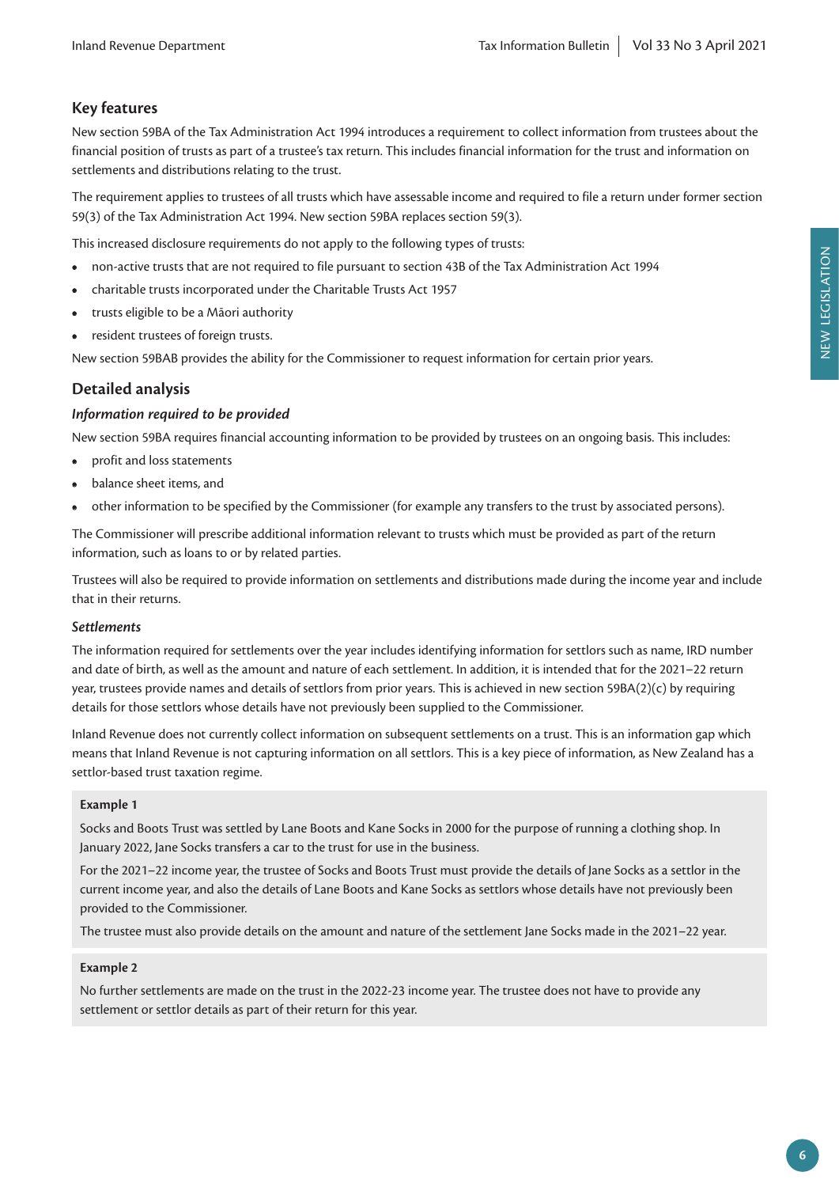## Key features

New section 59BA of the Tax Administration Act 1994 introduces a requirement to collect information from trustees about the financial position of trusts as part of a trustee's tax return. This includes financial information for the trust and information on settlements and distributions relating to the trust.

The requirement applies to trustees of all trusts which have assessable income and required to file a return under former section 59(3) of the Tax Administration Act 1994. New section 59BA replaces section 59(3).

This increased disclosure requirements do not apply to the following types of trusts:

- non-active trusts that are not required to file pursuant to section 43B of the Tax Administration Act 1994
- charitable trusts incorporated under the Charitable Trusts Act 1957
- trusts eligible to be a Māori authority
- resident trustees of foreign trusts.

New section 59BAB provides the ability for the Commissioner to request information for certain prior years.

## Detailed analysis

### *Information required to be provided*

New section 59BA requires financial accounting information to be provided by trustees on an ongoing basis. This includes:

- profit and loss statements
- balance sheet items, and
- other information to be specified by the Commissioner (for example any transfers to the trust by associated persons).

The Commissioner will prescribe additional information relevant to trusts which must be provided as part of the return information, such as loans to or by related parties.

Trustees will also be required to provide information on settlements and distributions made during the income year and include that in their returns.

#### *Settlements*

The information required for settlements over the year includes identifying information for settlors such as name, IRD number and date of birth, as well as the amount and nature of each settlement. In addition, it is intended that for the 2021–22 return year, trustees provide names and details of settlors from prior years. This is achieved in new section 59BA(2)(c) by requiring details for those settlors whose details have not previously been supplied to the Commissioner.

Inland Revenue does not currently collect information on subsequent settlements on a trust. This is an information gap which means that Inland Revenue is not capturing information on all settlors. This is a key piece of information, as New Zealand has a settlor-based trust taxation regime.

**Example 1**

Socks and Boots Trust was settled by Lane Boots and Kane Socks in 2000 for the purpose of running a clothing shop. In January 2022, Jane Socks transfers a car to the trust for use in the business.

For the 2021–22 income year, the trustee of Socks and Boots Trust must provide the details of Jane Socks as a settlor in the current income year, and also the details of Lane Boots and Kane Socks as settlors whose details have not previously been provided to the Commissioner.

The trustee must also provide details on the amount and nature of the settlement Jane Socks made in the 2021–22 year.

**Example 2**

No further settlements are made on the trust in the 2022-23 income year. The trustee does not have to provide any settlement or settlor details as part of their return for this year.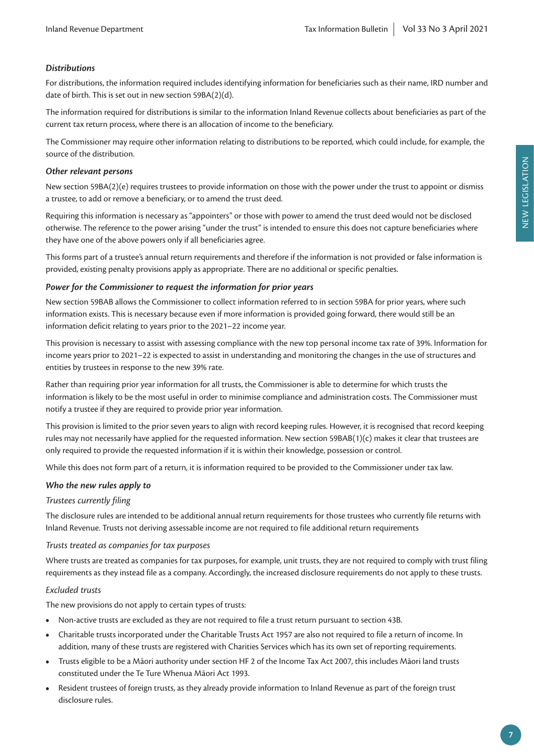#### *Distributions*

For distributions, the information required includes identifying information for beneficiaries such as their name, IRD number and date of birth. This is set out in new section 59BA(2)(d).

The information required for distributions is similar to the information Inland Revenue collects about beneficiaries as part of the current tax return process, where there is an allocation of income to the beneficiary.

The Commissioner may require other information relating to distributions to be reported, which could include, for example, the source of the distribution.

#### *Other relevant persons*

New section 59BA(2)(e) requires trustees to provide information on those with the power under the trust to appoint or dismiss a trustee, to add or remove a beneficiary, or to amend the trust deed.

Requiring this information is necessary as "appointers" or those with power to amend the trust deed would not be disclosed otherwise. The reference to the power arising "under the trust" is intended to ensure this does not capture beneficiaries where they have one of the above powers only if all beneficiaries agree.

This forms part of a trustee's annual return requirements and therefore if the information is not provided or false information is provided, existing penalty provisions apply as appropriate. There are no additional or specific penalties.

#### *Power for the Commissioner to request the information for prior years*

New section 59BAB allows the Commissioner to collect information referred to in section 59BA for prior years, where such information exists. This is necessary because even if more information is provided going forward, there would still be an information deficit relating to years prior to the 2021–22 income year.

This provision is necessary to assist with assessing compliance with the new top personal income tax rate of 39%. Information for income years prior to 2021–22 is expected to assist in understanding and monitoring the changes in the use of structures and entities by trustees in response to the new 39% rate.

Rather than requiring prior year information for all trusts, the Commissioner is able to determine for which trusts the information is likely to be the most useful in order to minimise compliance and administration costs. The Commissioner must notify a trustee if they are required to provide prior year information.

This provision is limited to the prior seven years to align with record keeping rules. However, it is recognised that record keeping rules may not necessarily have applied for the requested information. New section 59BAB(1)(c) makes it clear that trustees are only required to provide the requested information if it is within their knowledge, possession or control.

While this does not form part of a return, it is information required to be provided to the Commissioner under tax law.

#### *Who the new rules apply to*

##### *Trustees currently filing*

The disclosure rules are intended to be additional annual return requirements for those trustees who currently file returns with Inland Revenue. Trusts not deriving assessable income are not required to file additional return requirements

##### *Trusts treated as companies for tax purposes*

Where trusts are treated as companies for tax purposes, for example, unit trusts, they are not required to comply with trust filing requirements as they instead file as a company. Accordingly, the increased disclosure requirements do not apply to these trusts.

##### *Excluded trusts*

The new provisions do not apply to certain types of trusts:

- Non-active trusts are excluded as they are not required to file a trust return pursuant to section 43B.
- Charitable trusts incorporated under the Charitable Trusts Act 1957 are also not required to file a return of income. In addition, many of these trusts are registered with Charities Services which has its own set of reporting requirements.
- Trusts eligible to be a Māori authority under section HF 2 of the Income Tax Act 2007, this includes Māori land trusts constituted under the Te Ture Whenua Māori Act 1993.
- Resident trustees of foreign trusts, as they already provide information to Inland Revenue as part of the foreign trust disclosure rules.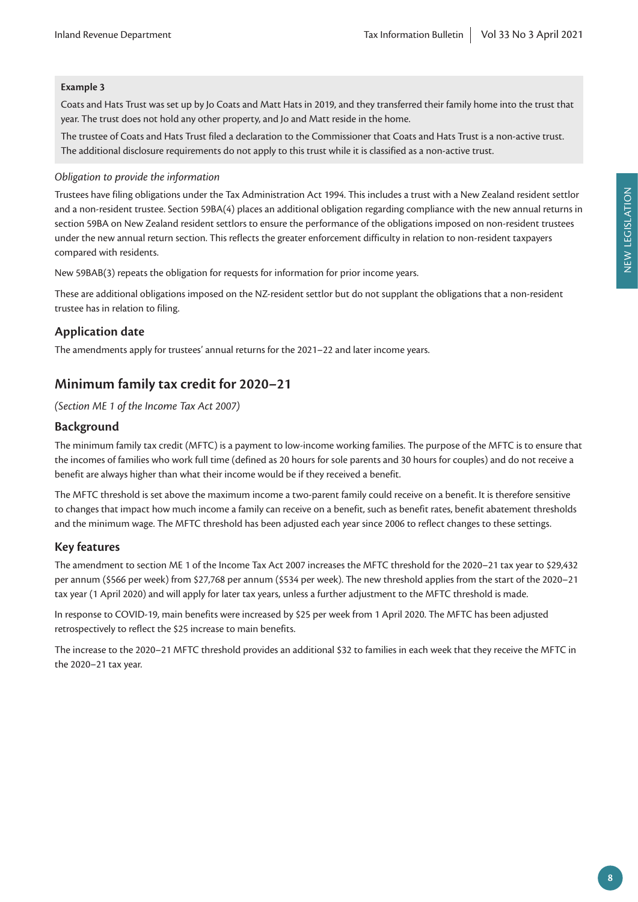**Example 3**

Coats and Hats Trust was set up by Jo Coats and Matt Hats in 2019, and they transferred their family home into the trust that year. The trust does not hold any other property, and Jo and Matt reside in the home.

The trustee of Coats and Hats Trust filed a declaration to the Commissioner that Coats and Hats Trust is a non-active trust. The additional disclosure requirements do not apply to this trust while it is classified as a non-active trust.

*Obligation to provide the information*

Trustees have filing obligations under the Tax Administration Act 1994. This includes a trust with a New Zealand resident settlor and a non-resident trustee. Section 59BA(4) places an additional obligation regarding compliance with the new annual returns in section 59BA on New Zealand resident settlors to ensure the performance of the obligations imposed on non-resident trustees under the new annual return section. This reflects the greater enforcement difficulty in relation to non-resident taxpayers compared with residents.

New 59BAB(3) repeats the obligation for requests for information for prior income years.

These are additional obligations imposed on the NZ-resident settlor but do not supplant the obligations that a non-resident trustee has in relation to filing.

### Application date

The amendments apply for trustees' annual returns for the 2021–22 and later income years.

## Minimum family tax credit for 2020–21

*(Section ME 1 of the Income Tax Act 2007)*

### Background

The minimum family tax credit (MFTC) is a payment to low-income working families. The purpose of the MFTC is to ensure that the incomes of families who work full time (defined as 20 hours for sole parents and 30 hours for couples) and do not receive a benefit are always higher than what their income would be if they received a benefit.

The MFTC threshold is set above the maximum income a two-parent family could receive on a benefit. It is therefore sensitive to changes that impact how much income a family can receive on a benefit, such as benefit rates, benefit abatement thresholds and the minimum wage. The MFTC threshold has been adjusted each year since 2006 to reflect changes to these settings.

### Key features

The amendment to section ME 1 of the Income Tax Act 2007 increases the MFTC threshold for the 2020–21 tax year to $29,432 per annum ($566 per week) from $27,768 per annum ($534 per week). The new threshold applies from the start of the 2020–21 tax year (1 April 2020) and will apply for later tax years, unless a further adjustment to the MFTC threshold is made.

In response to COVID-19, main benefits were increased by $25 per week from 1 April 2020. The MFTC has been adjusted retrospectively to reflect the $25 increase to main benefits.

The increase to the 2020–21 MFTC threshold provides an additional $32 to families in each week that they receive the MFTC in the 2020–21 tax year.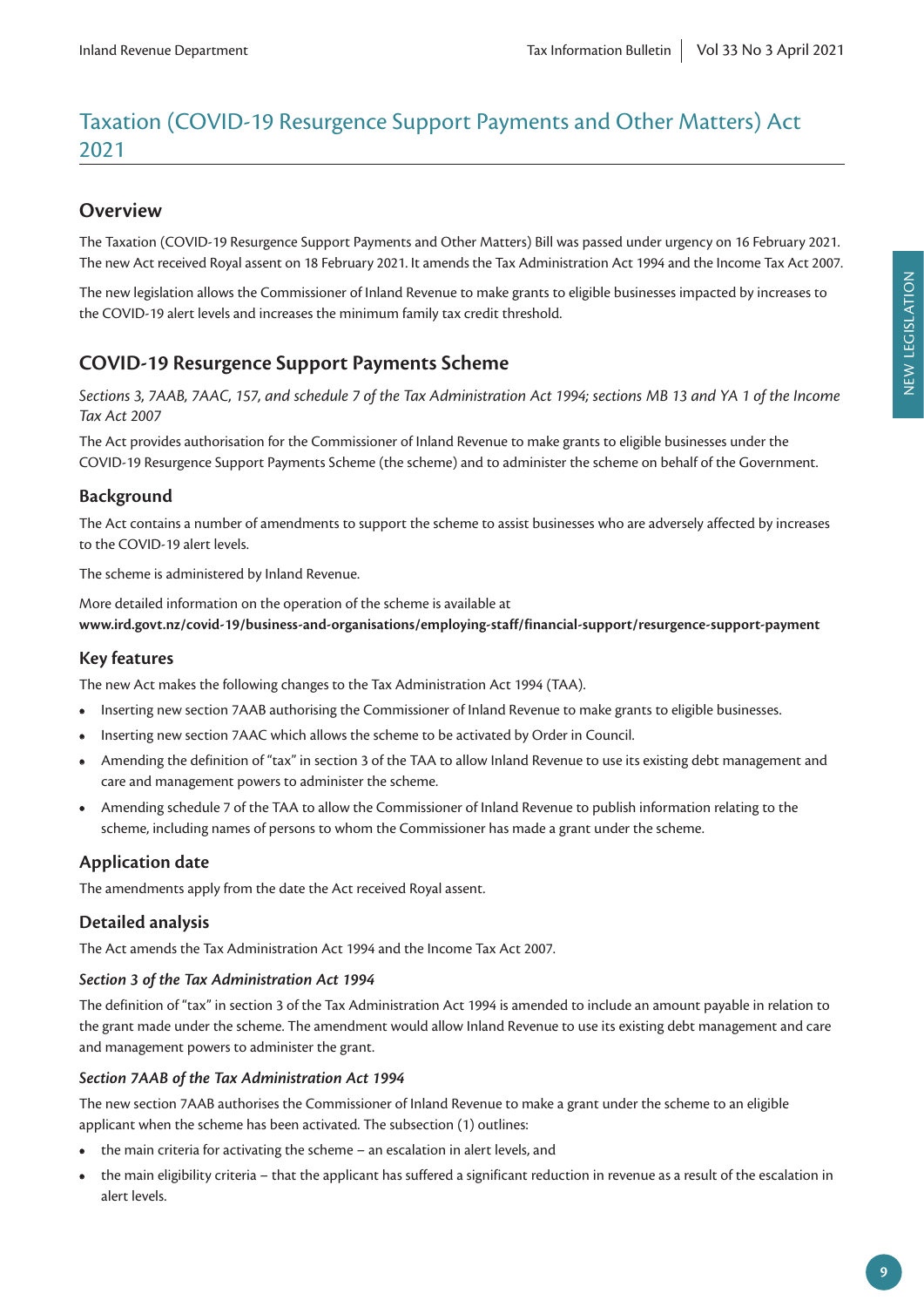# Taxation (COVID-19 Resurgence Support Payments and Other Matters) Act 2021

## Overview

The Taxation (COVID-19 Resurgence Support Payments and Other Matters) Bill was passed under urgency on 16 February 2021. The new Act received Royal assent on 18 February 2021. It amends the Tax Administration Act 1994 and the Income Tax Act 2007.

The new legislation allows the Commissioner of Inland Revenue to make grants to eligible businesses impacted by increases to the COVID-19 alert levels and increases the minimum family tax credit threshold.

## COVID-19 Resurgence Support Payments Scheme

*Sections 3, 7AAB, 7AAC, 157, and schedule 7 of the Tax Administration Act 1994; sections MB 13 and YA 1 of the Income Tax Act 2007*

The Act provides authorisation for the Commissioner of Inland Revenue to make grants to eligible businesses under the COVID-19 Resurgence Support Payments Scheme (the scheme) and to administer the scheme on behalf of the Government.

### Background

The Act contains a number of amendments to support the scheme to assist businesses who are adversely affected by increases to the COVID-19 alert levels.

The scheme is administered by Inland Revenue.

More detailed information on the operation of the scheme is available at **www.ird.govt.nz/covid-19/business-and-organisations/employing-staff/financial-support/resurgence-support-payment**

### Key features

The new Act makes the following changes to the Tax Administration Act 1994 (TAA).

- Inserting new section 7AAB authorising the Commissioner of Inland Revenue to make grants to eligible businesses.
- Inserting new section 7AAC which allows the scheme to be activated by Order in Council.
- Amending the definition of "tax" in section 3 of the TAA to allow Inland Revenue to use its existing debt management and care and management powers to administer the scheme.
- Amending schedule 7 of the TAA to allow the Commissioner of Inland Revenue to publish information relating to the scheme, including names of persons to whom the Commissioner has made a grant under the scheme.

### Application date

The amendments apply from the date the Act received Royal assent.

### Detailed analysis

The Act amends the Tax Administration Act 1994 and the Income Tax Act 2007.

#### *Section 3 of the Tax Administration Act 1994*

The definition of "tax" in section 3 of the Tax Administration Act 1994 is amended to include an amount payable in relation to the grant made under the scheme. The amendment would allow Inland Revenue to use its existing debt management and care and management powers to administer the grant.

#### *Section 7AAB of the Tax Administration Act 1994*

The new section 7AAB authorises the Commissioner of Inland Revenue to make a grant under the scheme to an eligible applicant when the scheme has been activated. The subsection (1) outlines:

- the main criteria for activating the scheme – an escalation in alert levels, and
- the main eligibility criteria – that the applicant has suffered a significant reduction in revenue as a result of the escalation in alert levels.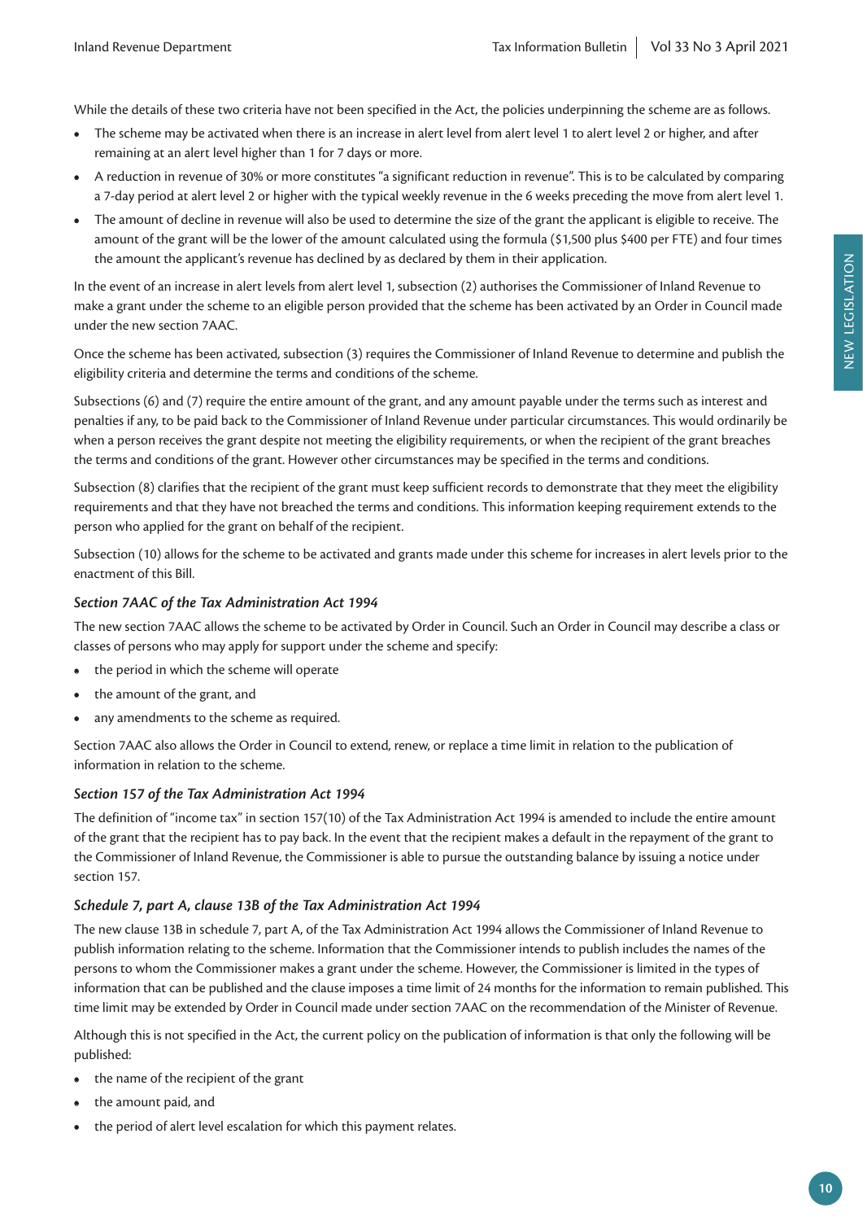While the details of these two criteria have not been specified in the Act, the policies underpinning the scheme are as follows.

- The scheme may be activated when there is an increase in alert level from alert level 1 to alert level 2 or higher, and after remaining at an alert level higher than 1 for 7 days or more.
- A reduction in revenue of 30% or more constitutes "a significant reduction in revenue". This is to be calculated by comparing a 7-day period at alert level 2 or higher with the typical weekly revenue in the 6 weeks preceding the move from alert level 1.
- The amount of decline in revenue will also be used to determine the size of the grant the applicant is eligible to receive. The amount of the grant will be the lower of the amount calculated using the formula ($1,500 plus $400 per FTE) and four times the amount the applicant's revenue has declined by as declared by them in their application.

In the event of an increase in alert levels from alert level 1, subsection (2) authorises the Commissioner of Inland Revenue to make a grant under the scheme to an eligible person provided that the scheme has been activated by an Order in Council made under the new section 7AAC.

Once the scheme has been activated, subsection (3) requires the Commissioner of Inland Revenue to determine and publish the eligibility criteria and determine the terms and conditions of the scheme.

Subsections (6) and (7) require the entire amount of the grant, and any amount payable under the terms such as interest and penalties if any, to be paid back to the Commissioner of Inland Revenue under particular circumstances. This would ordinarily be when a person receives the grant despite not meeting the eligibility requirements, or when the recipient of the grant breaches the terms and conditions of the grant. However other circumstances may be specified in the terms and conditions.

Subsection (8) clarifies that the recipient of the grant must keep sufficient records to demonstrate that they meet the eligibility requirements and that they have not breached the terms and conditions. This information keeping requirement extends to the person who applied for the grant on behalf of the recipient.

Subsection (10) allows for the scheme to be activated and grants made under this scheme for increases in alert levels prior to the enactment of this Bill.

### *Section 7AAC of the Tax Administration Act 1994*

The new section 7AAC allows the scheme to be activated by Order in Council. Such an Order in Council may describe a class or classes of persons who may apply for support under the scheme and specify:

- the period in which the scheme will operate
- the amount of the grant, and
- any amendments to the scheme as required.

Section 7AAC also allows the Order in Council to extend, renew, or replace a time limit in relation to the publication of information in relation to the scheme.

### *Section 157 of the Tax Administration Act 1994*

The definition of "income tax" in section 157(10) of the Tax Administration Act 1994 is amended to include the entire amount of the grant that the recipient has to pay back. In the event that the recipient makes a default in the repayment of the grant to the Commissioner of Inland Revenue, the Commissioner is able to pursue the outstanding balance by issuing a notice under section 157.

### *Schedule 7, part A, clause 13B of the Tax Administration Act 1994*

The new clause 13B in schedule 7, part A, of the Tax Administration Act 1994 allows the Commissioner of Inland Revenue to publish information relating to the scheme. Information that the Commissioner intends to publish includes the names of the persons to whom the Commissioner makes a grant under the scheme. However, the Commissioner is limited in the types of information that can be published and the clause imposes a time limit of 24 months for the information to remain published. This time limit may be extended by Order in Council made under section 7AAC on the recommendation of the Minister of Revenue.

Although this is not specified in the Act, the current policy on the publication of information is that only the following will be published:

- the name of the recipient of the grant
- the amount paid, and
- the period of alert level escalation for which this payment relates.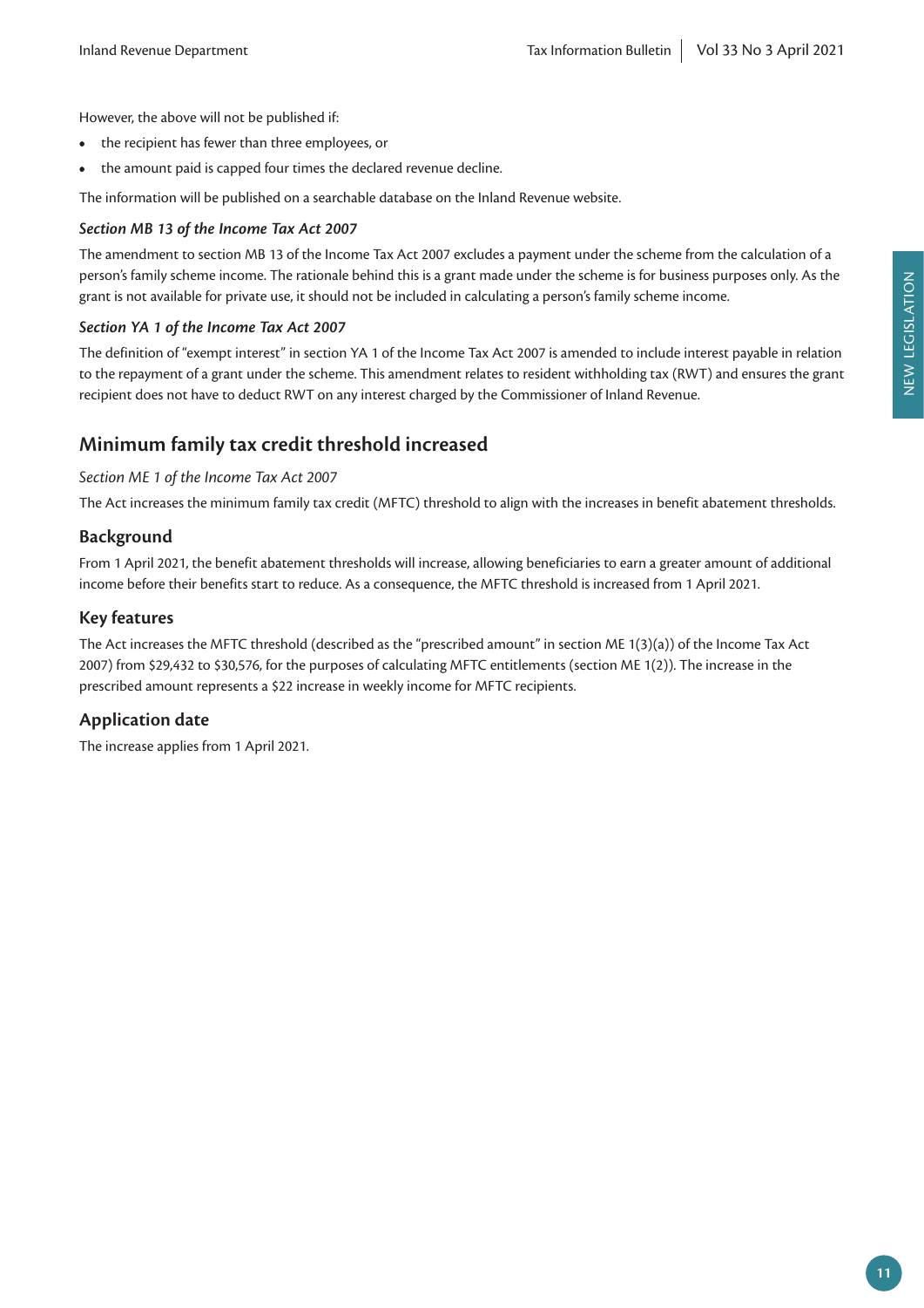However, the above will not be published if:

- the recipient has fewer than three employees, or
- the amount paid is capped four times the declared revenue decline.

The information will be published on a searchable database on the Inland Revenue website.

***Section MB 13 of the Income Tax Act 2007***

The amendment to section MB 13 of the Income Tax Act 2007 excludes a payment under the scheme from the calculation of a person's family scheme income. The rationale behind this is a grant made under the scheme is for business purposes only. As the grant is not available for private use, it should not be included in calculating a person's family scheme income.

***Section YA 1 of the Income Tax Act 2007***

The definition of "exempt interest" in section YA 1 of the Income Tax Act 2007 is amended to include interest payable in relation to the repayment of a grant under the scheme. This amendment relates to resident withholding tax (RWT) and ensures the grant recipient does not have to deduct RWT on any interest charged by the Commissioner of Inland Revenue.

## Minimum family tax credit threshold increased

*Section ME 1 of the Income Tax Act 2007*

The Act increases the minimum family tax credit (MFTC) threshold to align with the increases in benefit abatement thresholds.

### Background

From 1 April 2021, the benefit abatement thresholds will increase, allowing beneficiaries to earn a greater amount of additional income before their benefits start to reduce. As a consequence, the MFTC threshold is increased from 1 April 2021.

### Key features

The Act increases the MFTC threshold (described as the "prescribed amount" in section ME 1(3)(a)) of the Income Tax Act 2007) from $29,432 to $30,576, for the purposes of calculating MFTC entitlements (section ME 1(2)). The increase in the prescribed amount represents a $22 increase in weekly income for MFTC recipients.

### Application date

The increase applies from 1 April 2021.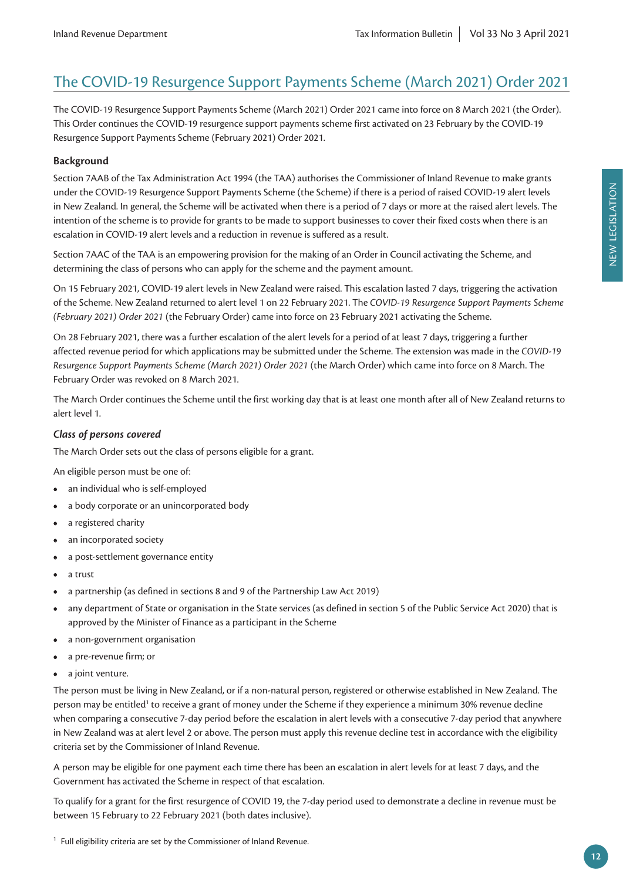# The COVID-19 Resurgence Support Payments Scheme (March 2021) Order 2021

The COVID-19 Resurgence Support Payments Scheme (March 2021) Order 2021 came into force on 8 March 2021 (the Order). This Order continues the COVID-19 resurgence support payments scheme first activated on 23 February by the COVID-19 Resurgence Support Payments Scheme (February 2021) Order 2021.

### Background

Section 7AAB of the Tax Administration Act 1994 (the TAA) authorises the Commissioner of Inland Revenue to make grants under the COVID-19 Resurgence Support Payments Scheme (the Scheme) if there is a period of raised COVID-19 alert levels in New Zealand. In general, the Scheme will be activated when there is a period of 7 days or more at the raised alert levels. The intention of the scheme is to provide for grants to be made to support businesses to cover their fixed costs when there is an escalation in COVID-19 alert levels and a reduction in revenue is suffered as a result.

Section 7AAC of the TAA is an empowering provision for the making of an Order in Council activating the Scheme, and determining the class of persons who can apply for the scheme and the payment amount.

On 15 February 2021, COVID-19 alert levels in New Zealand were raised. This escalation lasted 7 days, triggering the activation of the Scheme. New Zealand returned to alert level 1 on 22 February 2021. The *COVID-19 Resurgence Support Payments Scheme (February 2021) Order 2021* (the February Order) came into force on 23 February 2021 activating the Scheme.

On 28 February 2021, there was a further escalation of the alert levels for a period of at least 7 days, triggering a further affected revenue period for which applications may be submitted under the Scheme. The extension was made in the *COVID-19 Resurgence Support Payments Scheme (March 2021) Order 2021* (the March Order) which came into force on 8 March. The February Order was revoked on 8 March 2021.

The March Order continues the Scheme until the first working day that is at least one month after all of New Zealand returns to alert level 1.

#### *Class of persons covered*

The March Order sets out the class of persons eligible for a grant.

An eligible person must be one of:

- an individual who is self-employed
- a body corporate or an unincorporated body
- a registered charity
- an incorporated society
- a post-settlement governance entity
- a trust
- a partnership (as defined in sections 8 and 9 of the Partnership Law Act 2019)
- any department of State or organisation in the State services (as defined in section 5 of the Public Service Act 2020) that is approved by the Minister of Finance as a participant in the Scheme
- a non-government organisation
- a pre-revenue firm; or
- a joint venture.

The person must be living in New Zealand, or if a non-natural person, registered or otherwise established in New Zealand. The person may be entitled[1] to receive a grant of money under the Scheme if they experience a minimum 30% revenue decline when comparing a consecutive 7-day period before the escalation in alert levels with a consecutive 7-day period that anywhere in New Zealand was at alert level 2 or above. The person must apply this revenue decline test in accordance with the eligibility criteria set by the Commissioner of Inland Revenue.

A person may be eligible for one payment each time there has been an escalation in alert levels for at least 7 days, and the Government has activated the Scheme in respect of that escalation.

To qualify for a grant for the first resurgence of COVID 19, the 7-day period used to demonstrate a decline in revenue must be between 15 February to 22 February 2021 (both dates inclusive).

[1] Full eligibility criteria are set by the Commissioner of Inland Revenue.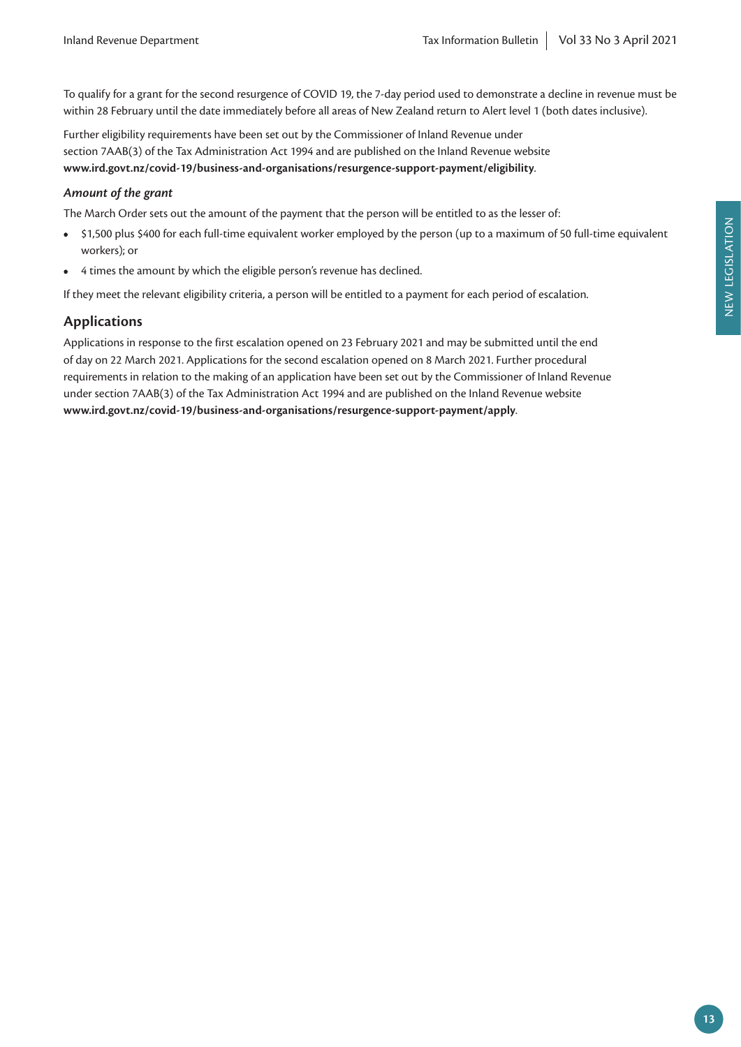To qualify for a grant for the second resurgence of COVID 19, the 7-day period used to demonstrate a decline in revenue must be within 28 February until the date immediately before all areas of New Zealand return to Alert level 1 (both dates inclusive).

Further eligibility requirements have been set out by the Commissioner of Inland Revenue under section 7AAB(3) of the Tax Administration Act 1994 and are published on the Inland Revenue website **www.ird.govt.nz/covid-19/business-and-organisations/resurgence-support-payment/eligibility**.

#### *Amount of the grant*

The March Order sets out the amount of the payment that the person will be entitled to as the lesser of:

- $1,500 plus $400 for each full-time equivalent worker employed by the person (up to a maximum of 50 full-time equivalent workers); or
- 4 times the amount by which the eligible person's revenue has declined.

If they meet the relevant eligibility criteria, a person will be entitled to a payment for each period of escalation.

### Applications

Applications in response to the first escalation opened on 23 February 2021 and may be submitted until the end of day on 22 March 2021. Applications for the second escalation opened on 8 March 2021. Further procedural requirements in relation to the making of an application have been set out by the Commissioner of Inland Revenue under section 7AAB(3) of the Tax Administration Act 1994 and are published on the Inland Revenue website **www.ird.govt.nz/covid-19/business-and-organisations/resurgence-support-payment/apply**.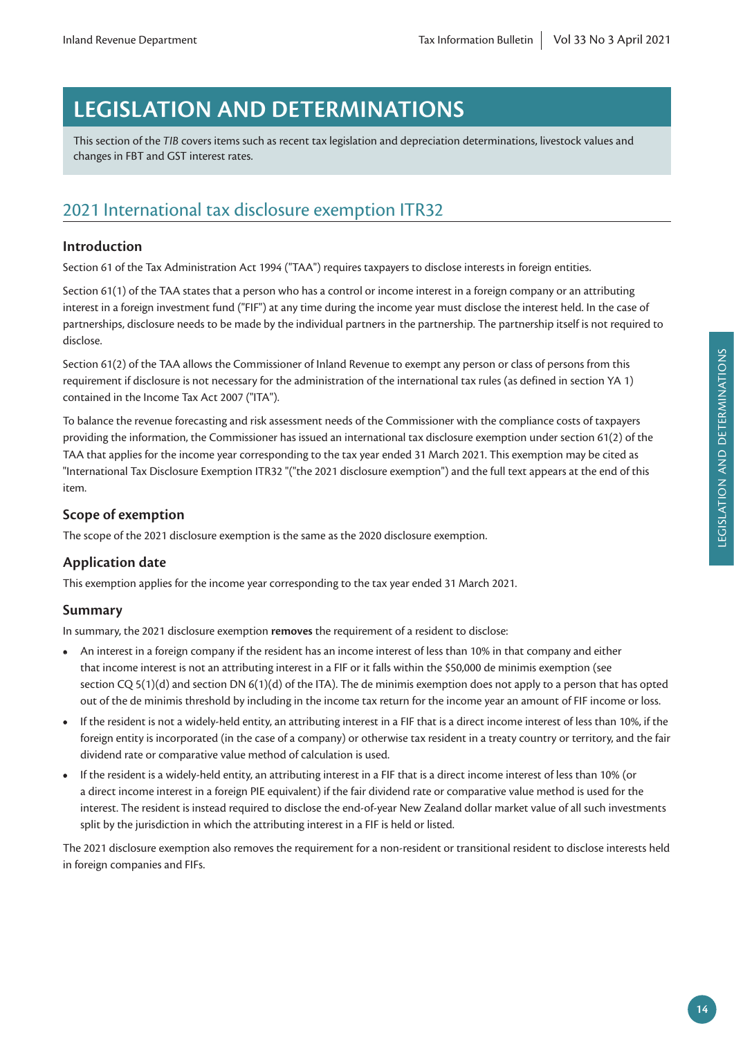# LEGISLATION AND DETERMINATIONS

This section of the *TIB* covers items such as recent tax legislation and depreciation determinations, livestock values and changes in FBT and GST interest rates.

## 2021 International tax disclosure exemption ITR32

### Introduction

Section 61 of the Tax Administration Act 1994 ("TAA") requires taxpayers to disclose interests in foreign entities.

Section 61(1) of the TAA states that a person who has a control or income interest in a foreign company or an attributing interest in a foreign investment fund ("FIF") at any time during the income year must disclose the interest held. In the case of partnerships, disclosure needs to be made by the individual partners in the partnership. The partnership itself is not required to disclose.

Section 61(2) of the TAA allows the Commissioner of Inland Revenue to exempt any person or class of persons from this requirement if disclosure is not necessary for the administration of the international tax rules (as defined in section YA 1) contained in the Income Tax Act 2007 ("ITA").

To balance the revenue forecasting and risk assessment needs of the Commissioner with the compliance costs of taxpayers providing the information, the Commissioner has issued an international tax disclosure exemption under section 61(2) of the TAA that applies for the income year corresponding to the tax year ended 31 March 2021. This exemption may be cited as "International Tax Disclosure Exemption ITR32 "("the 2021 disclosure exemption") and the full text appears at the end of this item.

### Scope of exemption

The scope of the 2021 disclosure exemption is the same as the 2020 disclosure exemption.

### Application date

This exemption applies for the income year corresponding to the tax year ended 31 March 2021.

### Summary

In summary, the 2021 disclosure exemption **removes** the requirement of a resident to disclose:

- An interest in a foreign company if the resident has an income interest of less than 10% in that company and either that income interest is not an attributing interest in a FIF or it falls within the $50,000 de minimis exemption (see section CQ 5(1)(d) and section DN 6(1)(d) of the ITA). The de minimis exemption does not apply to a person that has opted out of the de minimis threshold by including in the income tax return for the income year an amount of FIF income or loss.
- If the resident is not a widely-held entity, an attributing interest in a FIF that is a direct income interest of less than 10%, if the foreign entity is incorporated (in the case of a company) or otherwise tax resident in a treaty country or territory, and the fair dividend rate or comparative value method of calculation is used.
- If the resident is a widely-held entity, an attributing interest in a FIF that is a direct income interest of less than 10% (or a direct income interest in a foreign PIE equivalent) if the fair dividend rate or comparative value method is used for the interest. The resident is instead required to disclose the end-of-year New Zealand dollar market value of all such investments split by the jurisdiction in which the attributing interest in a FIF is held or listed.

The 2021 disclosure exemption also removes the requirement for a non-resident or transitional resident to disclose interests held in foreign companies and FIFs.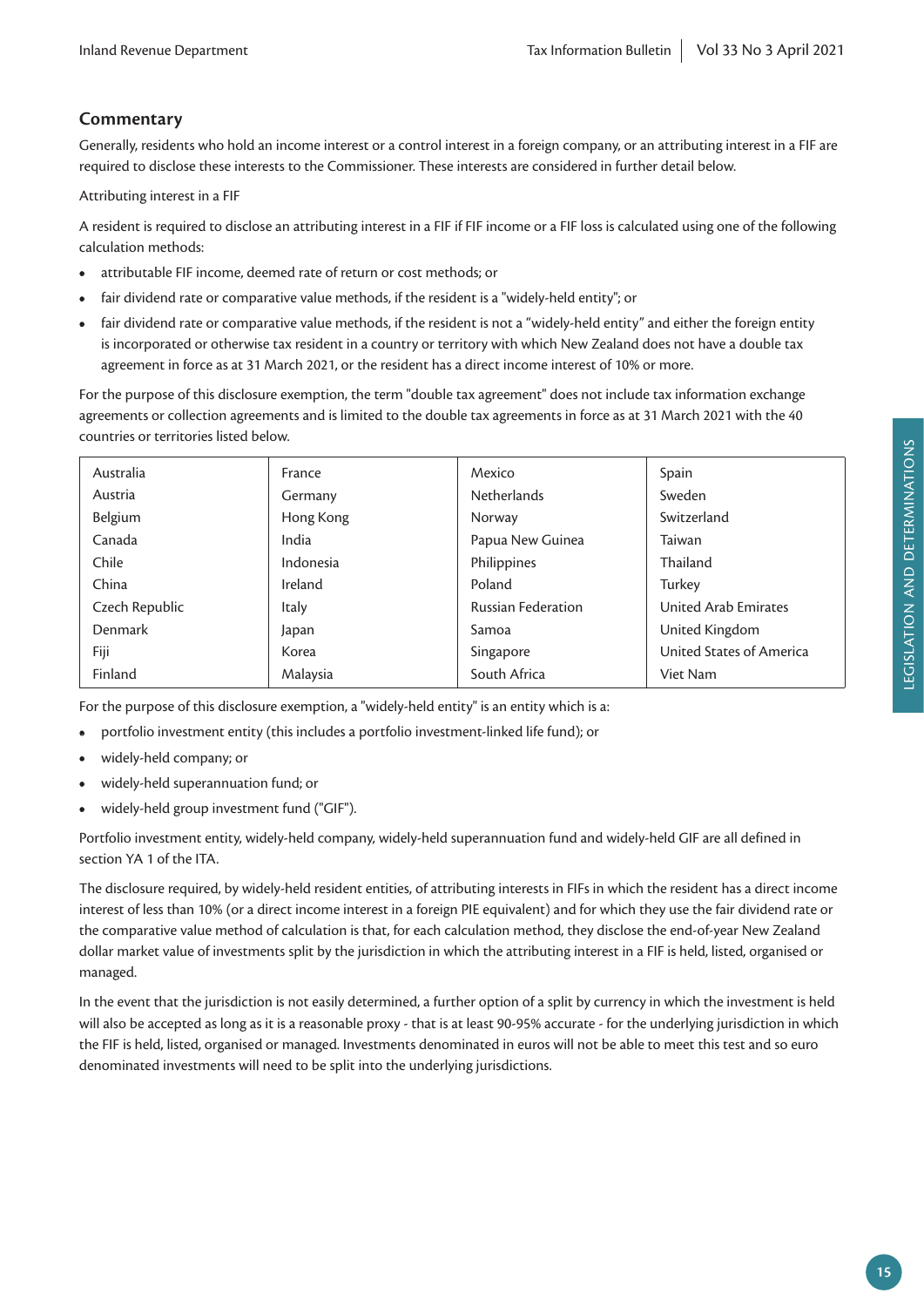## Commentary

Generally, residents who hold an income interest or a control interest in a foreign company, or an attributing interest in a FIF are required to disclose these interests to the Commissioner. These interests are considered in further detail below.

Attributing interest in a FIF

A resident is required to disclose an attributing interest in a FIF if FIF income or a FIF loss is calculated using one of the following calculation methods:

- attributable FIF income, deemed rate of return or cost methods; or
- fair dividend rate or comparative value methods, if the resident is a "widely-held entity"; or
- fair dividend rate or comparative value methods, if the resident is not a "widely-held entity" and either the foreign entity is incorporated or otherwise tax resident in a country or territory with which New Zealand does not have a double tax agreement in force as at 31 March 2021, or the resident has a direct income interest of 10% or more.

For the purpose of this disclosure exemption, the term "double tax agreement" does not include tax information exchange agreements or collection agreements and is limited to the double tax agreements in force as at 31 March 2021 with the 40 countries or territories listed below.

| | | | |
|---|---|---|---|
| Australia | France | Mexico | Spain |
| Austria | Germany | Netherlands | Sweden |
| Belgium | Hong Kong | Norway | Switzerland |
| Canada | India | Papua New Guinea | Taiwan |
| Chile | Indonesia | Philippines | Thailand |
| China | Ireland | Poland | Turkey |
| Czech Republic | Italy | Russian Federation | United Arab Emirates |
| Denmark | Japan | Samoa | United Kingdom |
| Fiji | Korea | Singapore | United States of America |
| Finland | Malaysia | South Africa | Viet Nam |

For the purpose of this disclosure exemption, a "widely-held entity" is an entity which is a:

- portfolio investment entity (this includes a portfolio investment-linked life fund); or
- widely-held company; or
- widely-held superannuation fund; or
- widely-held group investment fund ("GIF").

Portfolio investment entity, widely-held company, widely-held superannuation fund and widely-held GIF are all defined in section YA 1 of the ITA.

The disclosure required, by widely-held resident entities, of attributing interests in FIFs in which the resident has a direct income interest of less than 10% (or a direct income interest in a foreign PIE equivalent) and for which they use the fair dividend rate or the comparative value method of calculation is that, for each calculation method, they disclose the end-of-year New Zealand dollar market value of investments split by the jurisdiction in which the attributing interest in a FIF is held, listed, organised or managed.

In the event that the jurisdiction is not easily determined, a further option of a split by currency in which the investment is held will also be accepted as long as it is a reasonable proxy - that is at least 90-95% accurate - for the underlying jurisdiction in which the FIF is held, listed, organised or managed. Investments denominated in euros will not be able to meet this test and so euro denominated investments will need to be split into the underlying jurisdictions.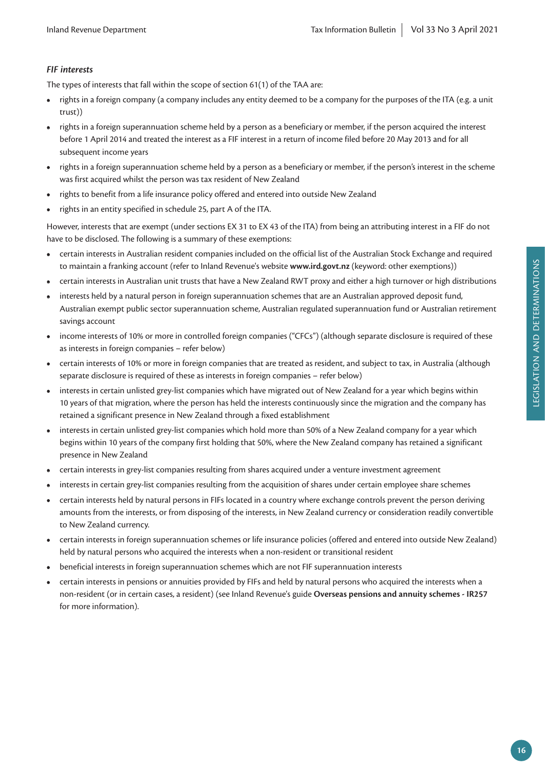### *FIF interests*

The types of interests that fall within the scope of section 61(1) of the TAA are:

- rights in a foreign company (a company includes any entity deemed to be a company for the purposes of the ITA (e.g. a unit trust))
- rights in a foreign superannuation scheme held by a person as a beneficiary or member, if the person acquired the interest before 1 April 2014 and treated the interest as a FIF interest in a return of income filed before 20 May 2013 and for all subsequent income years
- rights in a foreign superannuation scheme held by a person as a beneficiary or member, if the person's interest in the scheme was first acquired whilst the person was tax resident of New Zealand
- rights to benefit from a life insurance policy offered and entered into outside New Zealand
- rights in an entity specified in schedule 25, part A of the ITA.

However, interests that are exempt (under sections EX 31 to EX 43 of the ITA) from being an attributing interest in a FIF do not have to be disclosed. The following is a summary of these exemptions:

- certain interests in Australian resident companies included on the official list of the Australian Stock Exchange and required to maintain a franking account (refer to Inland Revenue's website **www.ird.govt.nz** (keyword: other exemptions))
- certain interests in Australian unit trusts that have a New Zealand RWT proxy and either a high turnover or high distributions
- interests held by a natural person in foreign superannuation schemes that are an Australian approved deposit fund, Australian exempt public sector superannuation scheme, Australian regulated superannuation fund or Australian retirement savings account
- income interests of 10% or more in controlled foreign companies ("CFCs") (although separate disclosure is required of these as interests in foreign companies – refer below)
- certain interests of 10% or more in foreign companies that are treated as resident, and subject to tax, in Australia (although separate disclosure is required of these as interests in foreign companies – refer below)
- interests in certain unlisted grey-list companies which have migrated out of New Zealand for a year which begins within 10 years of that migration, where the person has held the interests continuously since the migration and the company has retained a significant presence in New Zealand through a fixed establishment
- interests in certain unlisted grey-list companies which hold more than 50% of a New Zealand company for a year which begins within 10 years of the company first holding that 50%, where the New Zealand company has retained a significant presence in New Zealand
- certain interests in grey-list companies resulting from shares acquired under a venture investment agreement
- interests in certain grey-list companies resulting from the acquisition of shares under certain employee share schemes
- certain interests held by natural persons in FIFs located in a country where exchange controls prevent the person deriving amounts from the interests, or from disposing of the interests, in New Zealand currency or consideration readily convertible to New Zealand currency.
- certain interests in foreign superannuation schemes or life insurance policies (offered and entered into outside New Zealand) held by natural persons who acquired the interests when a non-resident or transitional resident
- beneficial interests in foreign superannuation schemes which are not FIF superannuation interests
- certain interests in pensions or annuities provided by FIFs and held by natural persons who acquired the interests when a non-resident (or in certain cases, a resident) (see Inland Revenue's guide **Overseas pensions and annuity schemes - IR257** for more information).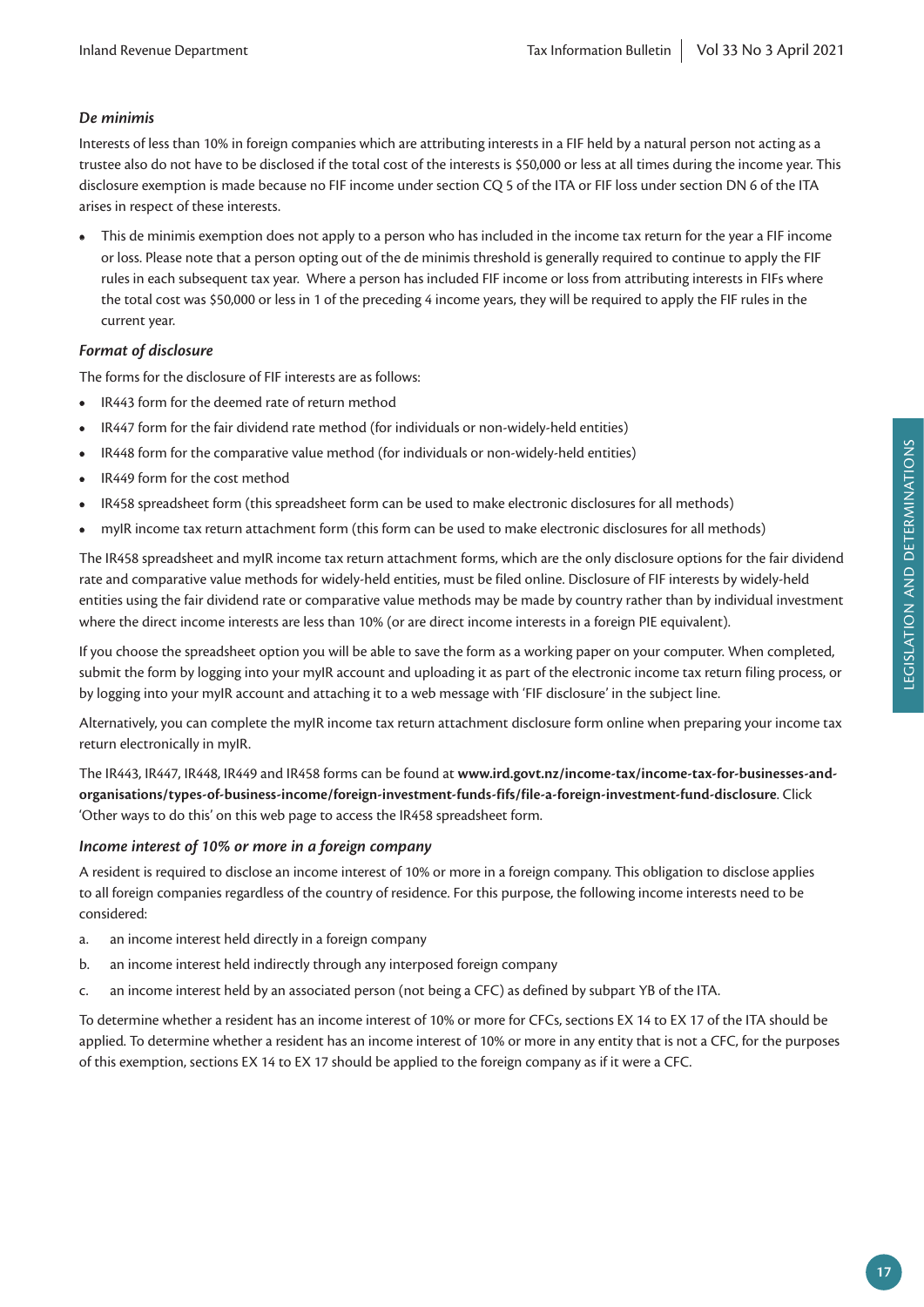### *De minimis*

Interests of less than 10% in foreign companies which are attributing interests in a FIF held by a natural person not acting as a trustee also do not have to be disclosed if the total cost of the interests is $50,000 or less at all times during the income year. This disclosure exemption is made because no FIF income under section CQ 5 of the ITA or FIF loss under section DN 6 of the ITA arises in respect of these interests.

- This de minimis exemption does not apply to a person who has included in the income tax return for the year a FIF income or loss. Please note that a person opting out of the de minimis threshold is generally required to continue to apply the FIF rules in each subsequent tax year. Where a person has included FIF income or loss from attributing interests in FIFs where the total cost was $50,000 or less in 1 of the preceding 4 income years, they will be required to apply the FIF rules in the current year.

### *Format of disclosure*

The forms for the disclosure of FIF interests are as follows:

- IR443 form for the deemed rate of return method
- IR447 form for the fair dividend rate method (for individuals or non-widely-held entities)
- IR448 form for the comparative value method (for individuals or non-widely-held entities)
- IR449 form for the cost method
- IR458 spreadsheet form (this spreadsheet form can be used to make electronic disclosures for all methods)
- myIR income tax return attachment form (this form can be used to make electronic disclosures for all methods)

The IR458 spreadsheet and myIR income tax return attachment forms, which are the only disclosure options for the fair dividend rate and comparative value methods for widely-held entities, must be filed online. Disclosure of FIF interests by widely-held entities using the fair dividend rate or comparative value methods may be made by country rather than by individual investment where the direct income interests are less than 10% (or are direct income interests in a foreign PIE equivalent).

If you choose the spreadsheet option you will be able to save the form as a working paper on your computer. When completed, submit the form by logging into your myIR account and uploading it as part of the electronic income tax return filing process, or by logging into your myIR account and attaching it to a web message with 'FIF disclosure' in the subject line.

Alternatively, you can complete the myIR income tax return attachment disclosure form online when preparing your income tax return electronically in myIR.

The IR443, IR447, IR448, IR449 and IR458 forms can be found at **www.ird.govt.nz/income-tax/income-tax-for-businesses-and-organisations/types-of-business-income/foreign-investment-funds-fifs/file-a-foreign-investment-fund-disclosure**. Click 'Other ways to do this' on this web page to access the IR458 spreadsheet form.

### *Income interest of 10% or more in a foreign company*

A resident is required to disclose an income interest of 10% or more in a foreign company. This obligation to disclose applies to all foreign companies regardless of the country of residence. For this purpose, the following income interests need to be considered:

a. an income interest held directly in a foreign company
b. an income interest held indirectly through any interposed foreign company
c. an income interest held by an associated person (not being a CFC) as defined by subpart YB of the ITA.

To determine whether a resident has an income interest of 10% or more for CFCs, sections EX 14 to EX 17 of the ITA should be applied. To determine whether a resident has an income interest of 10% or more in any entity that is not a CFC, for the purposes of this exemption, sections EX 14 to EX 17 should be applied to the foreign company as if it were a CFC.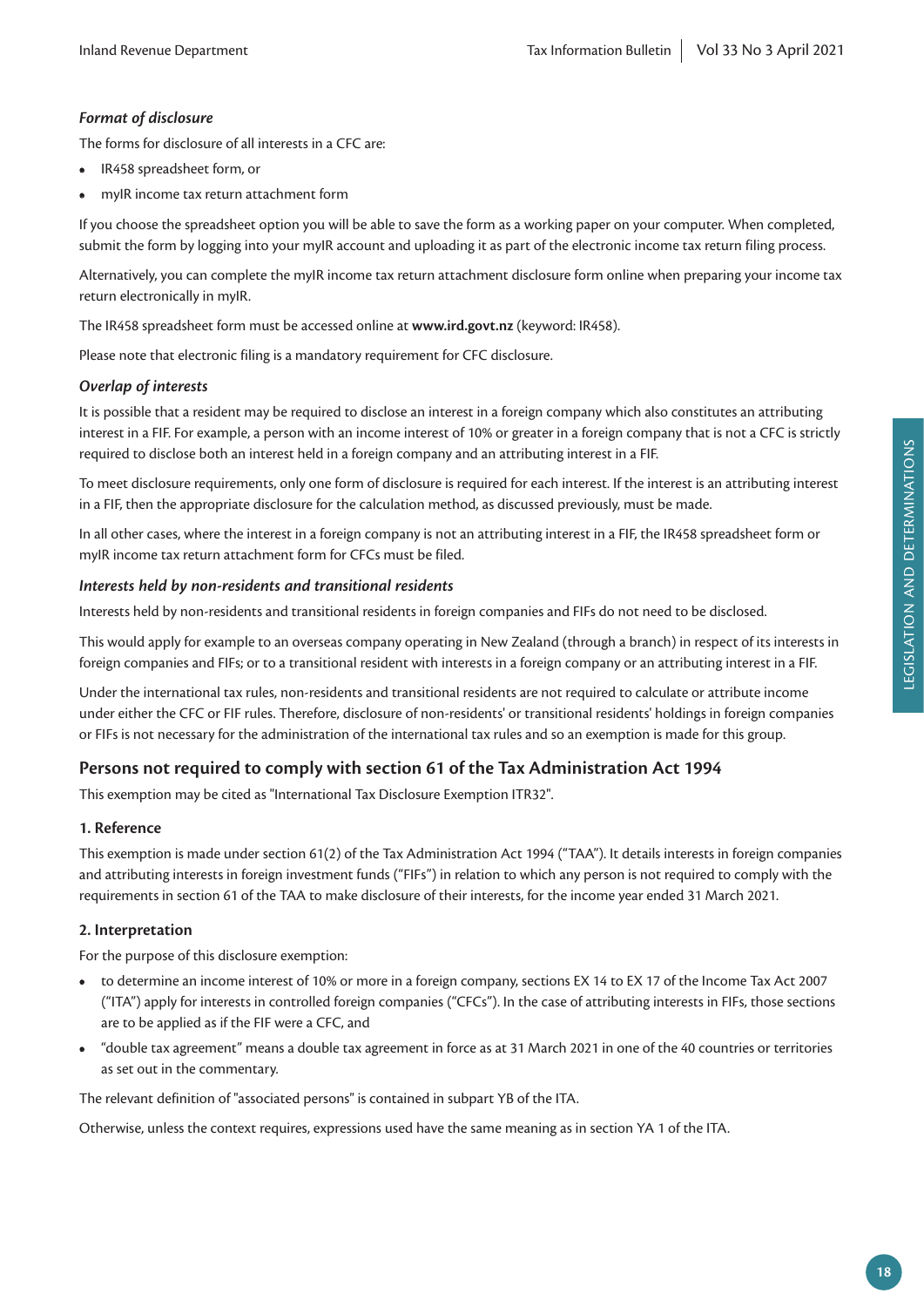#### *Format of disclosure*

The forms for disclosure of all interests in a CFC are:

- IR458 spreadsheet form, or
- myIR income tax return attachment form

If you choose the spreadsheet option you will be able to save the form as a working paper on your computer. When completed, submit the form by logging into your myIR account and uploading it as part of the electronic income tax return filing process.

Alternatively, you can complete the myIR income tax return attachment disclosure form online when preparing your income tax return electronically in myIR.

The IR458 spreadsheet form must be accessed online at **www.ird.govt.nz** (keyword: IR458).

Please note that electronic filing is a mandatory requirement for CFC disclosure.

#### *Overlap of interests*

It is possible that a resident may be required to disclose an interest in a foreign company which also constitutes an attributing interest in a FIF. For example, a person with an income interest of 10% or greater in a foreign company that is not a CFC is strictly required to disclose both an interest held in a foreign company and an attributing interest in a FIF.

To meet disclosure requirements, only one form of disclosure is required for each interest. If the interest is an attributing interest in a FIF, then the appropriate disclosure for the calculation method, as discussed previously, must be made.

In all other cases, where the interest in a foreign company is not an attributing interest in a FIF, the IR458 spreadsheet form or myIR income tax return attachment form for CFCs must be filed.

#### *Interests held by non-residents and transitional residents*

Interests held by non-residents and transitional residents in foreign companies and FIFs do not need to be disclosed.

This would apply for example to an overseas company operating in New Zealand (through a branch) in respect of its interests in foreign companies and FIFs; or to a transitional resident with interests in a foreign company or an attributing interest in a FIF.

Under the international tax rules, non-residents and transitional residents are not required to calculate or attribute income under either the CFC or FIF rules. Therefore, disclosure of non-residents' or transitional residents' holdings in foreign companies or FIFs is not necessary for the administration of the international tax rules and so an exemption is made for this group.

## Persons not required to comply with section 61 of the Tax Administration Act 1994

This exemption may be cited as "International Tax Disclosure Exemption ITR32".

### 1. Reference

This exemption is made under section 61(2) of the Tax Administration Act 1994 ("TAA"). It details interests in foreign companies and attributing interests in foreign investment funds ("FIFs") in relation to which any person is not required to comply with the requirements in section 61 of the TAA to make disclosure of their interests, for the income year ended 31 March 2021.

### 2. Interpretation

For the purpose of this disclosure exemption:

- to determine an income interest of 10% or more in a foreign company, sections EX 14 to EX 17 of the Income Tax Act 2007 ("ITA") apply for interests in controlled foreign companies ("CFCs"). In the case of attributing interests in FIFs, those sections are to be applied as if the FIF were a CFC, and
- "double tax agreement" means a double tax agreement in force as at 31 March 2021 in one of the 40 countries or territories as set out in the commentary.

The relevant definition of "associated persons" is contained in subpart YB of the ITA.

Otherwise, unless the context requires, expressions used have the same meaning as in section YA 1 of the ITA.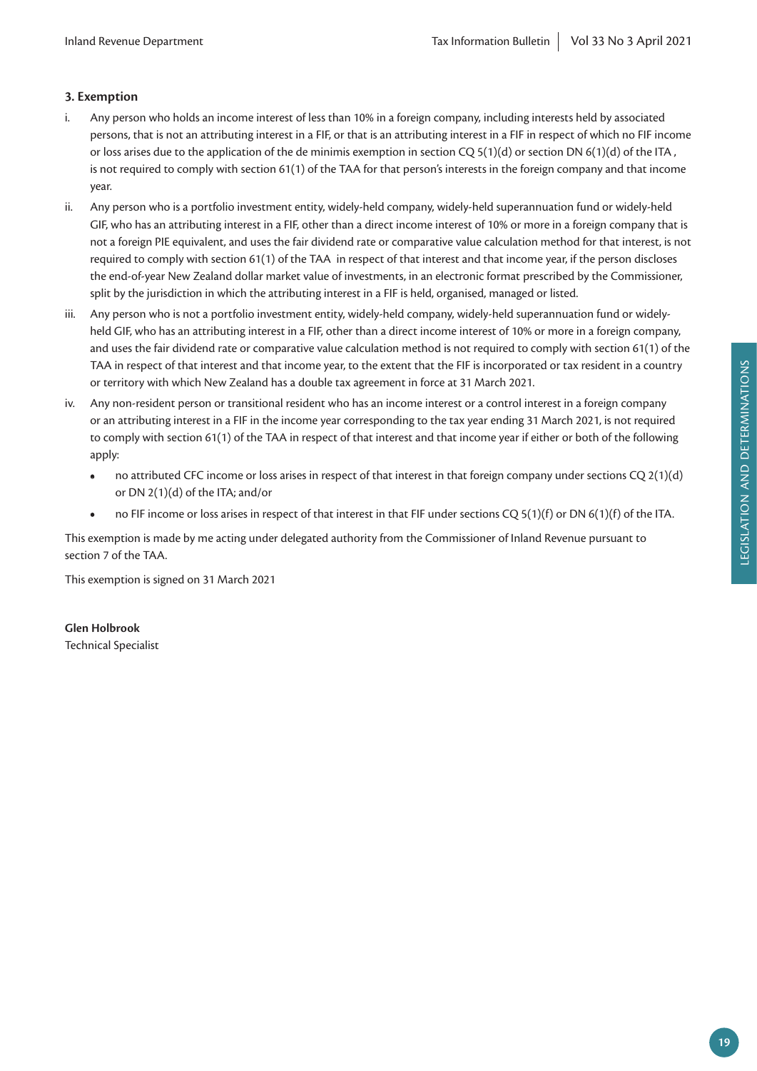### 3. Exemption

i. Any person who holds an income interest of less than 10% in a foreign company, including interests held by associated persons, that is not an attributing interest in a FIF, or that is an attributing interest in a FIF in respect of which no FIF income or loss arises due to the application of the de minimis exemption in section CQ 5(1)(d) or section DN 6(1)(d) of the ITA , is not required to comply with section 61(1) of the TAA for that person's interests in the foreign company and that income year.

ii. Any person who is a portfolio investment entity, widely-held company, widely-held superannuation fund or widely-held GIF, who has an attributing interest in a FIF, other than a direct income interest of 10% or more in a foreign company that is not a foreign PIE equivalent, and uses the fair dividend rate or comparative value calculation method for that interest, is not required to comply with section 61(1) of the TAA in respect of that interest and that income year, if the person discloses the end-of-year New Zealand dollar market value of investments, in an electronic format prescribed by the Commissioner, split by the jurisdiction in which the attributing interest in a FIF is held, organised, managed or listed.

iii. Any person who is not a portfolio investment entity, widely-held company, widely-held superannuation fund or widely-held GIF, who has an attributing interest in a FIF, other than a direct income interest of 10% or more in a foreign company, and uses the fair dividend rate or comparative value calculation method is not required to comply with section 61(1) of the TAA in respect of that interest and that income year, to the extent that the FIF is incorporated or tax resident in a country or territory with which New Zealand has a double tax agreement in force at 31 March 2021.

iv. Any non-resident person or transitional resident who has an income interest or a control interest in a foreign company or an attributing interest in a FIF in the income year corresponding to the tax year ending 31 March 2021, is not required to comply with section 61(1) of the TAA in respect of that interest and that income year if either or both of the following apply:

   - no attributed CFC income or loss arises in respect of that interest in that foreign company under sections CQ 2(1)(d) or DN 2(1)(d) of the ITA; and/or
   - no FIF income or loss arises in respect of that interest in that FIF under sections CQ 5(1)(f) or DN 6(1)(f) of the ITA.

This exemption is made by me acting under delegated authority from the Commissioner of Inland Revenue pursuant to section 7 of the TAA.

This exemption is signed on 31 March 2021

**Glen Holbrook**
Technical Specialist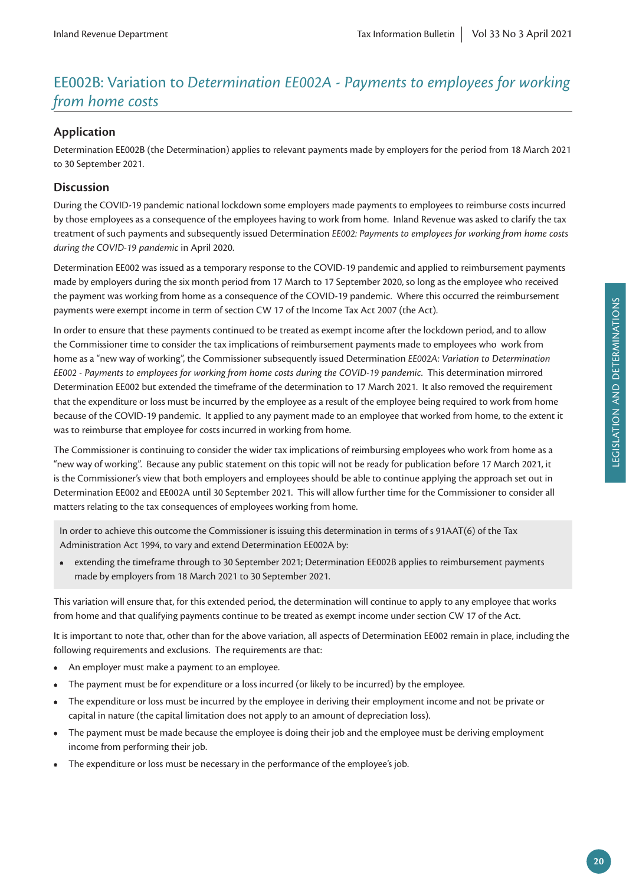## EE002B: Variation to *Determination EE002A - Payments to employees for working from home costs*

### Application

Determination EE002B (the Determination) applies to relevant payments made by employers for the period from 18 March 2021 to 30 September 2021.

### Discussion

During the COVID-19 pandemic national lockdown some employers made payments to employees to reimburse costs incurred by those employees as a consequence of the employees having to work from home. Inland Revenue was asked to clarify the tax treatment of such payments and subsequently issued Determination *EE002: Payments to employees for working from home costs during the COVID-19 pandemic* in April 2020.

Determination EE002 was issued as a temporary response to the COVID-19 pandemic and applied to reimbursement payments made by employers during the six month period from 17 March to 17 September 2020, so long as the employee who received the payment was working from home as a consequence of the COVID-19 pandemic. Where this occurred the reimbursement payments were exempt income in term of section CW 17 of the Income Tax Act 2007 (the Act).

In order to ensure that these payments continued to be treated as exempt income after the lockdown period, and to allow the Commissioner time to consider the tax implications of reimbursement payments made to employees who work from home as a "new way of working", the Commissioner subsequently issued Determination *EE002A: Variation to Determination EE002 - Payments to employees for working from home costs during the COVID-19 pandemic*. This determination mirrored Determination EE002 but extended the timeframe of the determination to 17 March 2021. It also removed the requirement that the expenditure or loss must be incurred by the employee as a result of the employee being required to work from home because of the COVID-19 pandemic. It applied to any payment made to an employee that worked from home, to the extent it was to reimburse that employee for costs incurred in working from home.

The Commissioner is continuing to consider the wider tax implications of reimbursing employees who work from home as a "new way of working". Because any public statement on this topic will not be ready for publication before 17 March 2021, it is the Commissioner's view that both employers and employees should be able to continue applying the approach set out in Determination EE002 and EE002A until 30 September 2021. This will allow further time for the Commissioner to consider all matters relating to the tax consequences of employees working from home.

In order to achieve this outcome the Commissioner is issuing this determination in terms of s 91AAT(6) of the Tax Administration Act 1994, to vary and extend Determination EE002A by:

- extending the timeframe through to 30 September 2021; Determination EE002B applies to reimbursement payments made by employers from 18 March 2021 to 30 September 2021.

This variation will ensure that, for this extended period, the determination will continue to apply to any employee that works from home and that qualifying payments continue to be treated as exempt income under section CW 17 of the Act.

It is important to note that, other than for the above variation, all aspects of Determination EE002 remain in place, including the following requirements and exclusions. The requirements are that:

- An employer must make a payment to an employee.
- The payment must be for expenditure or a loss incurred (or likely to be incurred) by the employee.
- The expenditure or loss must be incurred by the employee in deriving their employment income and not be private or capital in nature (the capital limitation does not apply to an amount of depreciation loss).
- The payment must be made because the employee is doing their job and the employee must be deriving employment income from performing their job.
- The expenditure or loss must be necessary in the performance of the employee's job.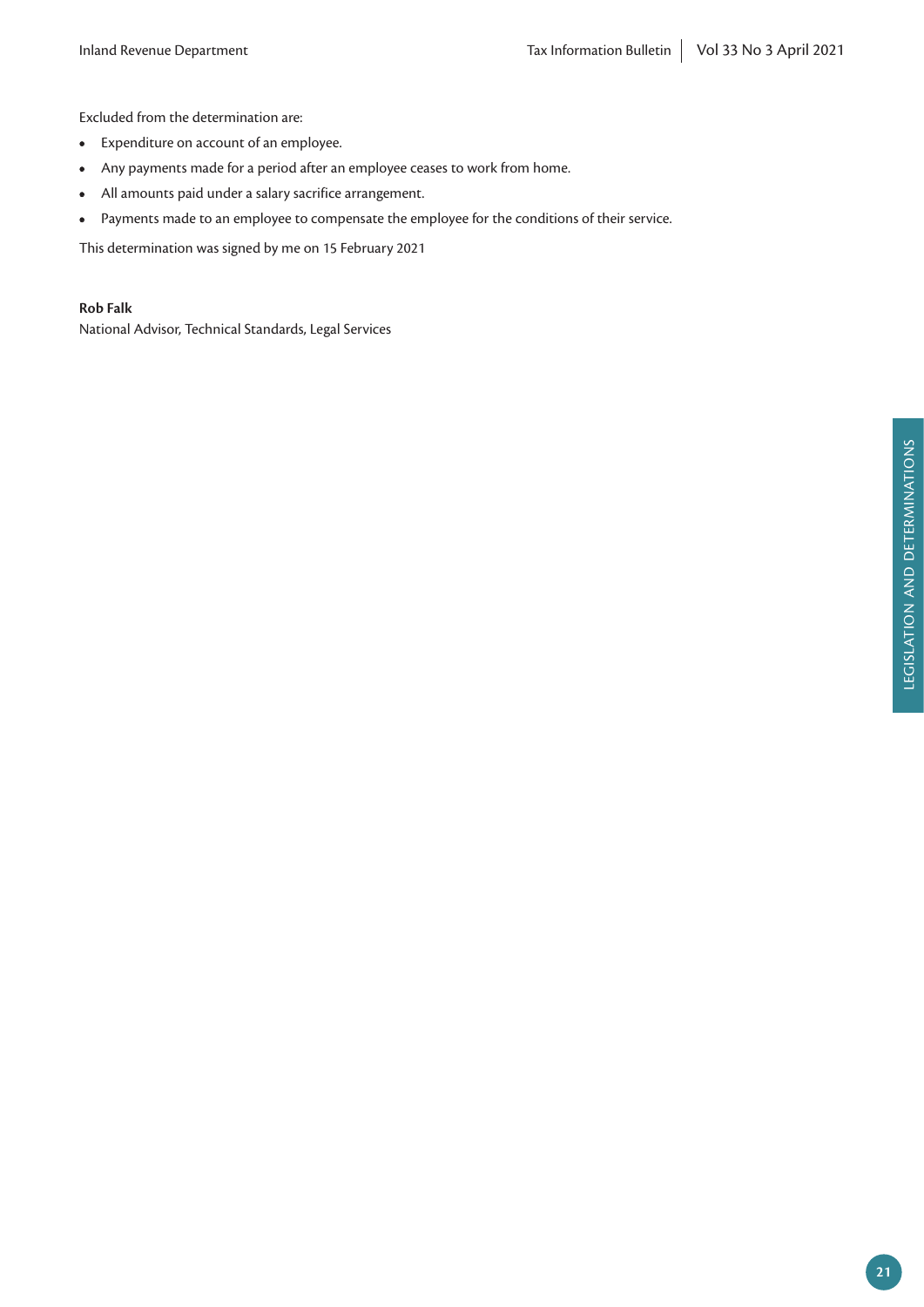Excluded from the determination are:

- Expenditure on account of an employee.
- Any payments made for a period after an employee ceases to work from home.
- All amounts paid under a salary sacrifice arrangement.
- Payments made to an employee to compensate the employee for the conditions of their service.

This determination was signed by me on 15 February 2021

**Rob Falk**
National Advisor, Technical Standards, Legal Services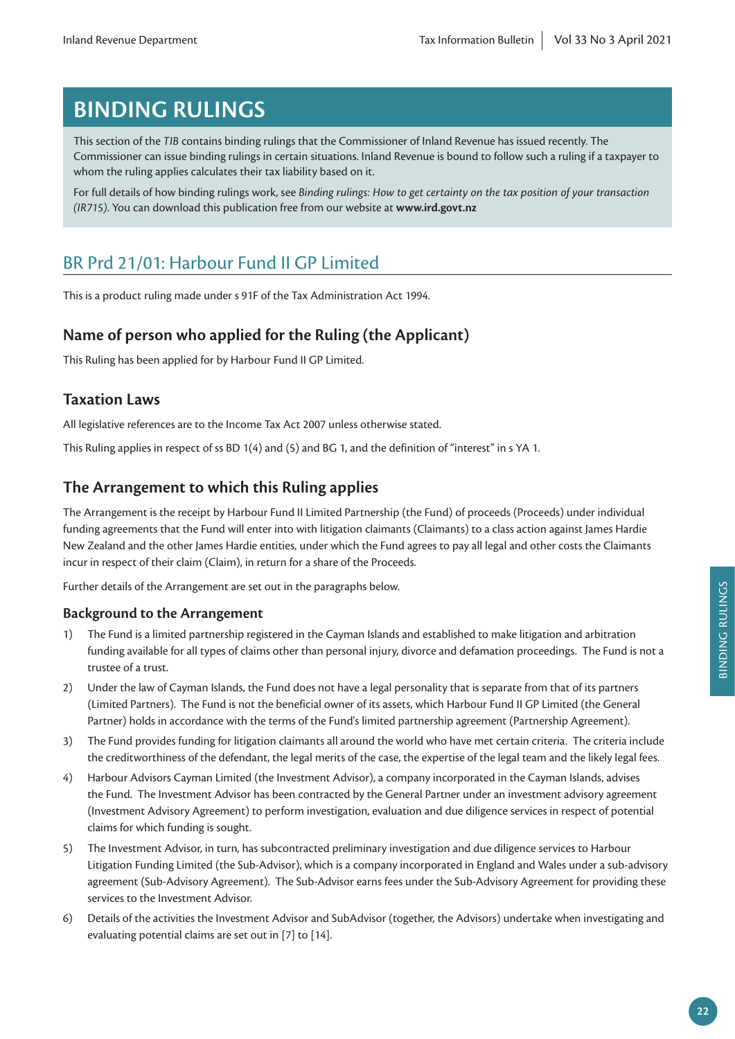# BINDING RULINGS

This section of the *TIB* contains binding rulings that the Commissioner of Inland Revenue has issued recently. The Commissioner can issue binding rulings in certain situations. Inland Revenue is bound to follow such a ruling if a taxpayer to whom the ruling applies calculates their tax liability based on it.

For full details of how binding rulings work, see *Binding rulings: How to get certainty on the tax position of your transaction (IR715)*. You can download this publication free from our website at **www.ird.govt.nz**

## BR Prd 21/01: Harbour Fund II GP Limited

This is a product ruling made under s 91F of the Tax Administration Act 1994.

### Name of person who applied for the Ruling (the Applicant)

This Ruling has been applied for by Harbour Fund II GP Limited.

### Taxation Laws

All legislative references are to the Income Tax Act 2007 unless otherwise stated.

This Ruling applies in respect of ss BD 1(4) and (5) and BG 1, and the definition of "interest" in s YA 1.

### The Arrangement to which this Ruling applies

The Arrangement is the receipt by Harbour Fund II Limited Partnership (the Fund) of proceeds (Proceeds) under individual funding agreements that the Fund will enter into with litigation claimants (Claimants) to a class action against James Hardie New Zealand and the other James Hardie entities, under which the Fund agrees to pay all legal and other costs the Claimants incur in respect of their claim (Claim), in return for a share of the Proceeds.

Further details of the Arrangement are set out in the paragraphs below.

#### Background to the Arrangement

1) The Fund is a limited partnership registered in the Cayman Islands and established to make litigation and arbitration funding available for all types of claims other than personal injury, divorce and defamation proceedings. The Fund is not a trustee of a trust.
2) Under the law of Cayman Islands, the Fund does not have a legal personality that is separate from that of its partners (Limited Partners). The Fund is not the beneficial owner of its assets, which Harbour Fund II GP Limited (the General Partner) holds in accordance with the terms of the Fund's limited partnership agreement (Partnership Agreement).
3) The Fund provides funding for litigation claimants all around the world who have met certain criteria. The criteria include the creditworthiness of the defendant, the legal merits of the case, the expertise of the legal team and the likely legal fees.
4) Harbour Advisors Cayman Limited (the Investment Advisor), a company incorporated in the Cayman Islands, advises the Fund. The Investment Advisor has been contracted by the General Partner under an investment advisory agreement (Investment Advisory Agreement) to perform investigation, evaluation and due diligence services in respect of potential claims for which funding is sought.
5) The Investment Advisor, in turn, has subcontracted preliminary investigation and due diligence services to Harbour Litigation Funding Limited (the Sub-Advisor), which is a company incorporated in England and Wales under a sub-advisory agreement (Sub-Advisory Agreement). The Sub-Advisor earns fees under the Sub-Advisory Agreement for providing these services to the Investment Advisor.
6) Details of the activities the Investment Advisor and SubAdvisor (together, the Advisors) undertake when investigating and evaluating potential claims are set out in [7] to [14].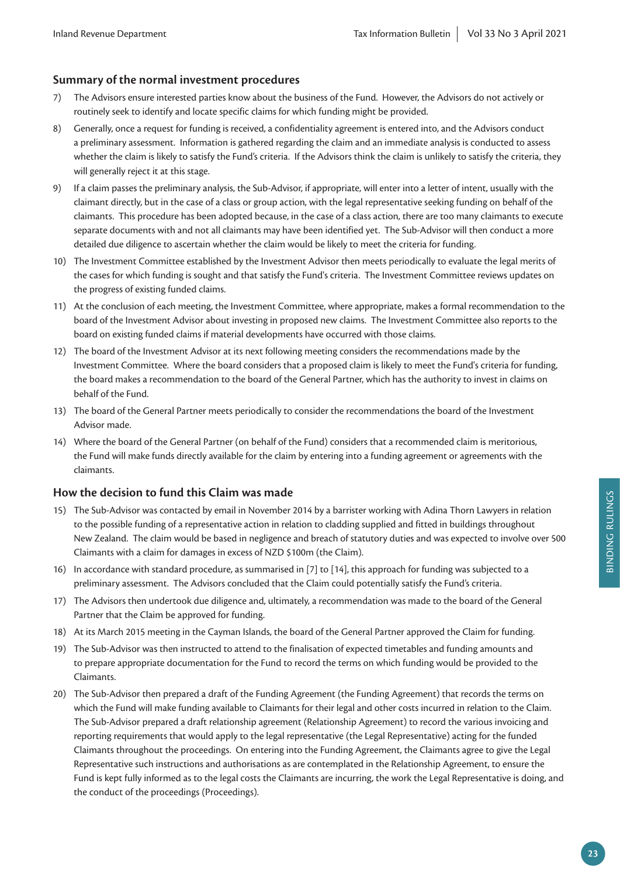## Summary of the normal investment procedures

7) The Advisors ensure interested parties know about the business of the Fund. However, the Advisors do not actively or routinely seek to identify and locate specific claims for which funding might be provided.

8) Generally, once a request for funding is received, a confidentiality agreement is entered into, and the Advisors conduct a preliminary assessment. Information is gathered regarding the claim and an immediate analysis is conducted to assess whether the claim is likely to satisfy the Fund's criteria. If the Advisors think the claim is unlikely to satisfy the criteria, they will generally reject it at this stage.

9) If a claim passes the preliminary analysis, the Sub-Advisor, if appropriate, will enter into a letter of intent, usually with the claimant directly, but in the case of a class or group action, with the legal representative seeking funding on behalf of the claimants. This procedure has been adopted because, in the case of a class action, there are too many claimants to execute separate documents with and not all claimants may have been identified yet. The Sub-Advisor will then conduct a more detailed due diligence to ascertain whether the claim would be likely to meet the criteria for funding.

10) The Investment Committee established by the Investment Advisor then meets periodically to evaluate the legal merits of the cases for which funding is sought and that satisfy the Fund's criteria. The Investment Committee reviews updates on the progress of existing funded claims.

11) At the conclusion of each meeting, the Investment Committee, where appropriate, makes a formal recommendation to the board of the Investment Advisor about investing in proposed new claims. The Investment Committee also reports to the board on existing funded claims if material developments have occurred with those claims.

12) The board of the Investment Advisor at its next following meeting considers the recommendations made by the Investment Committee. Where the board considers that a proposed claim is likely to meet the Fund's criteria for funding, the board makes a recommendation to the board of the General Partner, which has the authority to invest in claims on behalf of the Fund.

13) The board of the General Partner meets periodically to consider the recommendations the board of the Investment Advisor made.

14) Where the board of the General Partner (on behalf of the Fund) considers that a recommended claim is meritorious, the Fund will make funds directly available for the claim by entering into a funding agreement or agreements with the claimants.

## How the decision to fund this Claim was made

15) The Sub-Advisor was contacted by email in November 2014 by a barrister working with Adina Thorn Lawyers in relation to the possible funding of a representative action in relation to cladding supplied and fitted in buildings throughout New Zealand. The claim would be based in negligence and breach of statutory duties and was expected to involve over 500 Claimants with a claim for damages in excess of NZD $100m (the Claim).

16) In accordance with standard procedure, as summarised in [7] to [14], this approach for funding was subjected to a preliminary assessment. The Advisors concluded that the Claim could potentially satisfy the Fund's criteria.

17) The Advisors then undertook due diligence and, ultimately, a recommendation was made to the board of the General Partner that the Claim be approved for funding.

18) At its March 2015 meeting in the Cayman Islands, the board of the General Partner approved the Claim for funding.

19) The Sub-Advisor was then instructed to attend to the finalisation of expected timetables and funding amounts and to prepare appropriate documentation for the Fund to record the terms on which funding would be provided to the Claimants.

20) The Sub-Advisor then prepared a draft of the Funding Agreement (the Funding Agreement) that records the terms on which the Fund will make funding available to Claimants for their legal and other costs incurred in relation to the Claim. The Sub-Advisor prepared a draft relationship agreement (Relationship Agreement) to record the various invoicing and reporting requirements that would apply to the legal representative (the Legal Representative) acting for the funded Claimants throughout the proceedings. On entering into the Funding Agreement, the Claimants agree to give the Legal Representative such instructions and authorisations as are contemplated in the Relationship Agreement, to ensure the Fund is kept fully informed as to the legal costs the Claimants are incurring, the work the Legal Representative is doing, and the conduct of the proceedings (Proceedings).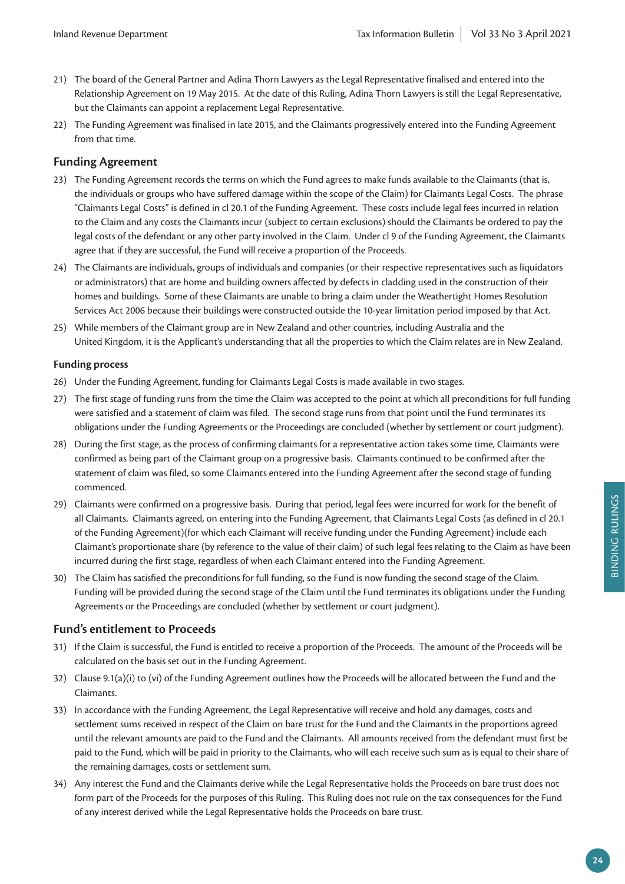21) The board of the General Partner and Adina Thorn Lawyers as the Legal Representative finalised and entered into the Relationship Agreement on 19 May 2015. At the date of this Ruling, Adina Thorn Lawyers is still the Legal Representative, but the Claimants can appoint a replacement Legal Representative.

22) The Funding Agreement was finalised in late 2015, and the Claimants progressively entered into the Funding Agreement from that time.

## Funding Agreement

23) The Funding Agreement records the terms on which the Fund agrees to make funds available to the Claimants (that is, the individuals or groups who have suffered damage within the scope of the Claim) for Claimants Legal Costs. The phrase "Claimants Legal Costs" is defined in cl 20.1 of the Funding Agreement. These costs include legal fees incurred in relation to the Claim and any costs the Claimants incur (subject to certain exclusions) should the Claimants be ordered to pay the legal costs of the defendant or any other party involved in the Claim. Under cl 9 of the Funding Agreement, the Claimants agree that if they are successful, the Fund will receive a proportion of the Proceeds.

24) The Claimants are individuals, groups of individuals and companies (or their respective representatives such as liquidators or administrators) that are home and building owners affected by defects in cladding used in the construction of their homes and buildings. Some of these Claimants are unable to bring a claim under the Weathertight Homes Resolution Services Act 2006 because their buildings were constructed outside the 10-year limitation period imposed by that Act.

25) While members of the Claimant group are in New Zealand and other countries, including Australia and the United Kingdom, it is the Applicant's understanding that all the properties to which the Claim relates are in New Zealand.

### Funding process

26) Under the Funding Agreement, funding for Claimants Legal Costs is made available in two stages.

27) The first stage of funding runs from the time the Claim was accepted to the point at which all preconditions for full funding were satisfied and a statement of claim was filed. The second stage runs from that point until the Fund terminates its obligations under the Funding Agreements or the Proceedings are concluded (whether by settlement or court judgment).

28) During the first stage, as the process of confirming claimants for a representative action takes some time, Claimants were confirmed as being part of the Claimant group on a progressive basis. Claimants continued to be confirmed after the statement of claim was filed, so some Claimants entered into the Funding Agreement after the second stage of funding commenced.

29) Claimants were confirmed on a progressive basis. During that period, legal fees were incurred for work for the benefit of all Claimants. Claimants agreed, on entering into the Funding Agreement, that Claimants Legal Costs (as defined in cl 20.1 of the Funding Agreement)(for which each Claimant will receive funding under the Funding Agreement) include each Claimant's proportionate share (by reference to the value of their claim) of such legal fees relating to the Claim as have been incurred during the first stage, regardless of when each Claimant entered into the Funding Agreement.

30) The Claim has satisfied the preconditions for full funding, so the Fund is now funding the second stage of the Claim. Funding will be provided during the second stage of the Claim until the Fund terminates its obligations under the Funding Agreements or the Proceedings are concluded (whether by settlement or court judgment).

## Fund's entitlement to Proceeds

31) If the Claim is successful, the Fund is entitled to receive a proportion of the Proceeds. The amount of the Proceeds will be calculated on the basis set out in the Funding Agreement.

32) Clause 9.1(a)(i) to (vi) of the Funding Agreement outlines how the Proceeds will be allocated between the Fund and the Claimants.

33) In accordance with the Funding Agreement, the Legal Representative will receive and hold any damages, costs and settlement sums received in respect of the Claim on bare trust for the Fund and the Claimants in the proportions agreed until the relevant amounts are paid to the Fund and the Claimants. All amounts received from the defendant must first be paid to the Fund, which will be paid in priority to the Claimants, who will each receive such sum as is equal to their share of the remaining damages, costs or settlement sum.

34) Any interest the Fund and the Claimants derive while the Legal Representative holds the Proceeds on bare trust does not form part of the Proceeds for the purposes of this Ruling. This Ruling does not rule on the tax consequences for the Fund of any interest derived while the Legal Representative holds the Proceeds on bare trust.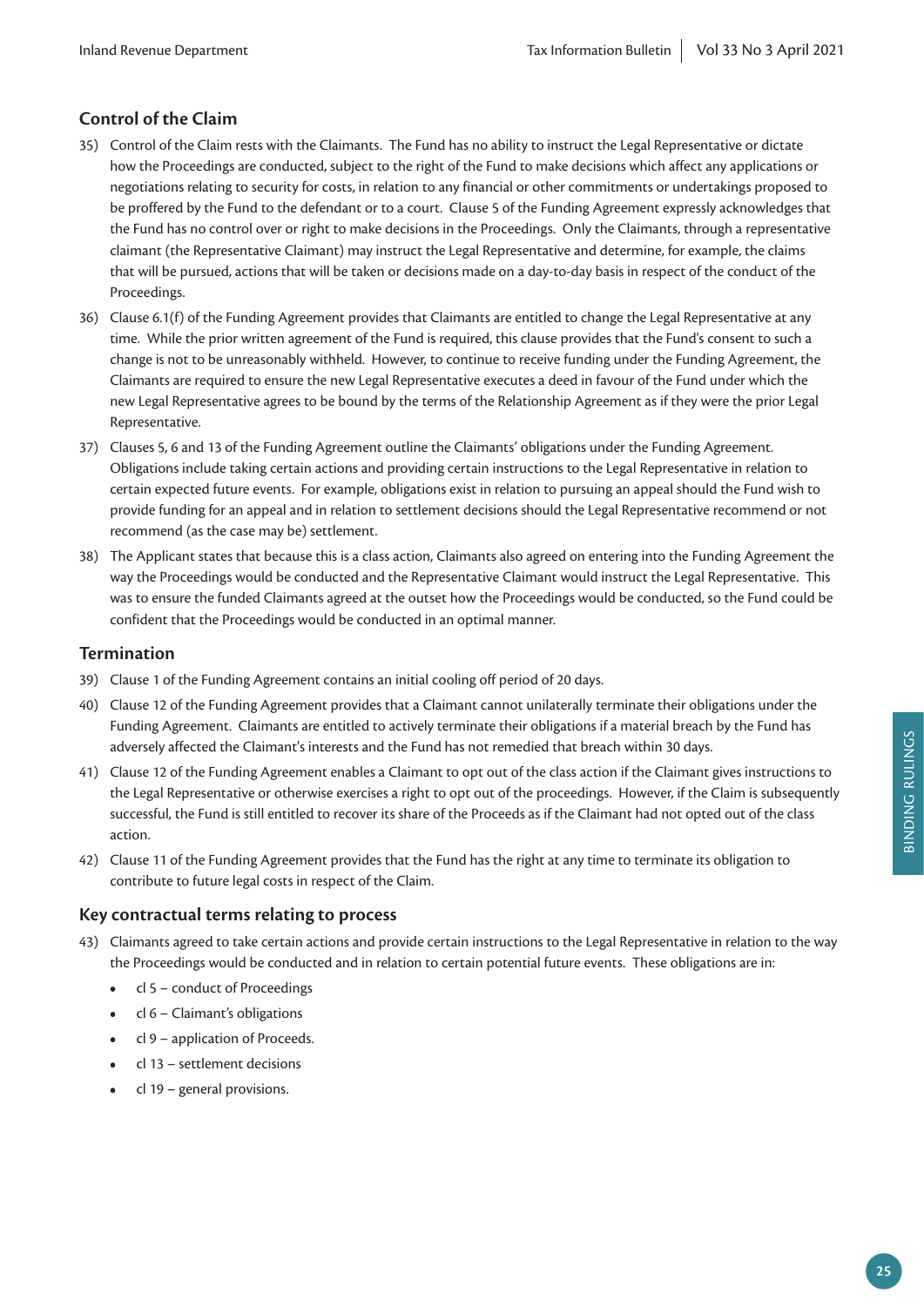## Control of the Claim

35) Control of the Claim rests with the Claimants. The Fund has no ability to instruct the Legal Representative or dictate how the Proceedings are conducted, subject to the right of the Fund to make decisions which affect any applications or negotiations relating to security for costs, in relation to any financial or other commitments or undertakings proposed to be proffered by the Fund to the defendant or to a court. Clause 5 of the Funding Agreement expressly acknowledges that the Fund has no control over or right to make decisions in the Proceedings. Only the Claimants, through a representative claimant (the Representative Claimant) may instruct the Legal Representative and determine, for example, the claims that will be pursued, actions that will be taken or decisions made on a day-to-day basis in respect of the conduct of the Proceedings.

36) Clause 6.1(f) of the Funding Agreement provides that Claimants are entitled to change the Legal Representative at any time. While the prior written agreement of the Fund is required, this clause provides that the Fund's consent to such a change is not to be unreasonably withheld. However, to continue to receive funding under the Funding Agreement, the Claimants are required to ensure the new Legal Representative executes a deed in favour of the Fund under which the new Legal Representative agrees to be bound by the terms of the Relationship Agreement as if they were the prior Legal Representative.

37) Clauses 5, 6 and 13 of the Funding Agreement outline the Claimants' obligations under the Funding Agreement. Obligations include taking certain actions and providing certain instructions to the Legal Representative in relation to certain expected future events. For example, obligations exist in relation to pursuing an appeal should the Fund wish to provide funding for an appeal and in relation to settlement decisions should the Legal Representative recommend or not recommend (as the case may be) settlement.

38) The Applicant states that because this is a class action, Claimants also agreed on entering into the Funding Agreement the way the Proceedings would be conducted and the Representative Claimant would instruct the Legal Representative. This was to ensure the funded Claimants agreed at the outset how the Proceedings would be conducted, so the Fund could be confident that the Proceedings would be conducted in an optimal manner.

## Termination

39) Clause 1 of the Funding Agreement contains an initial cooling off period of 20 days.

40) Clause 12 of the Funding Agreement provides that a Claimant cannot unilaterally terminate their obligations under the Funding Agreement. Claimants are entitled to actively terminate their obligations if a material breach by the Fund has adversely affected the Claimant's interests and the Fund has not remedied that breach within 30 days.

41) Clause 12 of the Funding Agreement enables a Claimant to opt out of the class action if the Claimant gives instructions to the Legal Representative or otherwise exercises a right to opt out of the proceedings. However, if the Claim is subsequently successful, the Fund is still entitled to recover its share of the Proceeds as if the Claimant had not opted out of the class action.

42) Clause 11 of the Funding Agreement provides that the Fund has the right at any time to terminate its obligation to contribute to future legal costs in respect of the Claim.

## Key contractual terms relating to process

43) Claimants agreed to take certain actions and provide certain instructions to the Legal Representative in relation to the way the Proceedings would be conducted and in relation to certain potential future events. These obligations are in:

- cl 5 – conduct of Proceedings
- cl 6 – Claimant's obligations
- cl 9 – application of Proceeds.
- cl 13 – settlement decisions
- cl 19 – general provisions.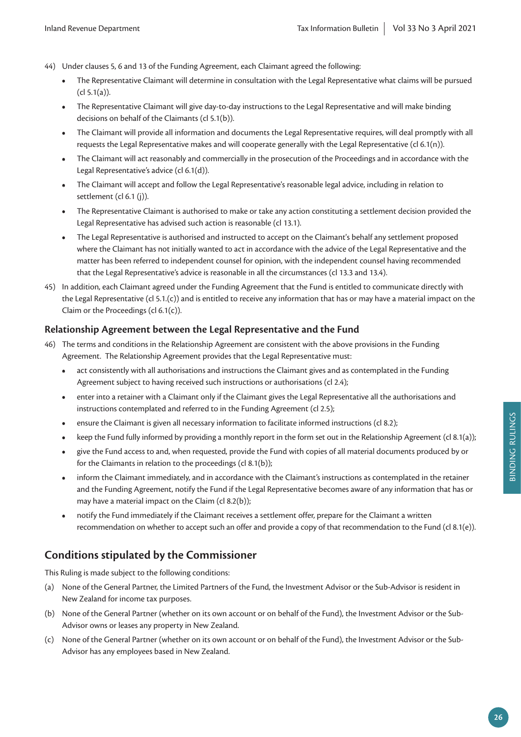44) Under clauses 5, 6 and 13 of the Funding Agreement, each Claimant agreed the following:

- The Representative Claimant will determine in consultation with the Legal Representative what claims will be pursued (cl 5.1(a)).
- The Representative Claimant will give day-to-day instructions to the Legal Representative and will make binding decisions on behalf of the Claimants (cl 5.1(b)).
- The Claimant will provide all information and documents the Legal Representative requires, will deal promptly with all requests the Legal Representative makes and will cooperate generally with the Legal Representative (cl 6.1(n)).
- The Claimant will act reasonably and commercially in the prosecution of the Proceedings and in accordance with the Legal Representative's advice (cl 6.1(d)).
- The Claimant will accept and follow the Legal Representative's reasonable legal advice, including in relation to settlement (cl 6.1 (j)).
- The Representative Claimant is authorised to make or take any action constituting a settlement decision provided the Legal Representative has advised such action is reasonable (cl 13.1).
- The Legal Representative is authorised and instructed to accept on the Claimant's behalf any settlement proposed where the Claimant has not initially wanted to act in accordance with the advice of the Legal Representative and the matter has been referred to independent counsel for opinion, with the independent counsel having recommended that the Legal Representative's advice is reasonable in all the circumstances (cl 13.3 and 13.4).

45) In addition, each Claimant agreed under the Funding Agreement that the Fund is entitled to communicate directly with the Legal Representative (cl 5.1.(c)) and is entitled to receive any information that has or may have a material impact on the Claim or the Proceedings (cl 6.1(c)).

### Relationship Agreement between the Legal Representative and the Fund

46) The terms and conditions in the Relationship Agreement are consistent with the above provisions in the Funding Agreement. The Relationship Agreement provides that the Legal Representative must:

- act consistently with all authorisations and instructions the Claimant gives and as contemplated in the Funding Agreement subject to having received such instructions or authorisations (cl 2.4);
- enter into a retainer with a Claimant only if the Claimant gives the Legal Representative all the authorisations and instructions contemplated and referred to in the Funding Agreement (cl 2.5);
- ensure the Claimant is given all necessary information to facilitate informed instructions (cl 8.2);
- keep the Fund fully informed by providing a monthly report in the form set out in the Relationship Agreement (cl 8.1(a));
- give the Fund access to and, when requested, provide the Fund with copies of all material documents produced by or for the Claimants in relation to the proceedings (cl 8.1(b));
- inform the Claimant immediately, and in accordance with the Claimant's instructions as contemplated in the retainer and the Funding Agreement, notify the Fund if the Legal Representative becomes aware of any information that has or may have a material impact on the Claim (cl 8.2(b));
- notify the Fund immediately if the Claimant receives a settlement offer, prepare for the Claimant a written recommendation on whether to accept such an offer and provide a copy of that recommendation to the Fund (cl 8.1(e)).

## Conditions stipulated by the Commissioner

This Ruling is made subject to the following conditions:

(a) None of the General Partner, the Limited Partners of the Fund, the Investment Advisor or the Sub-Advisor is resident in New Zealand for income tax purposes.

(b) None of the General Partner (whether on its own account or on behalf of the Fund), the Investment Advisor or the Sub-Advisor owns or leases any property in New Zealand.

(c) None of the General Partner (whether on its own account or on behalf of the Fund), the Investment Advisor or the Sub-Advisor has any employees based in New Zealand.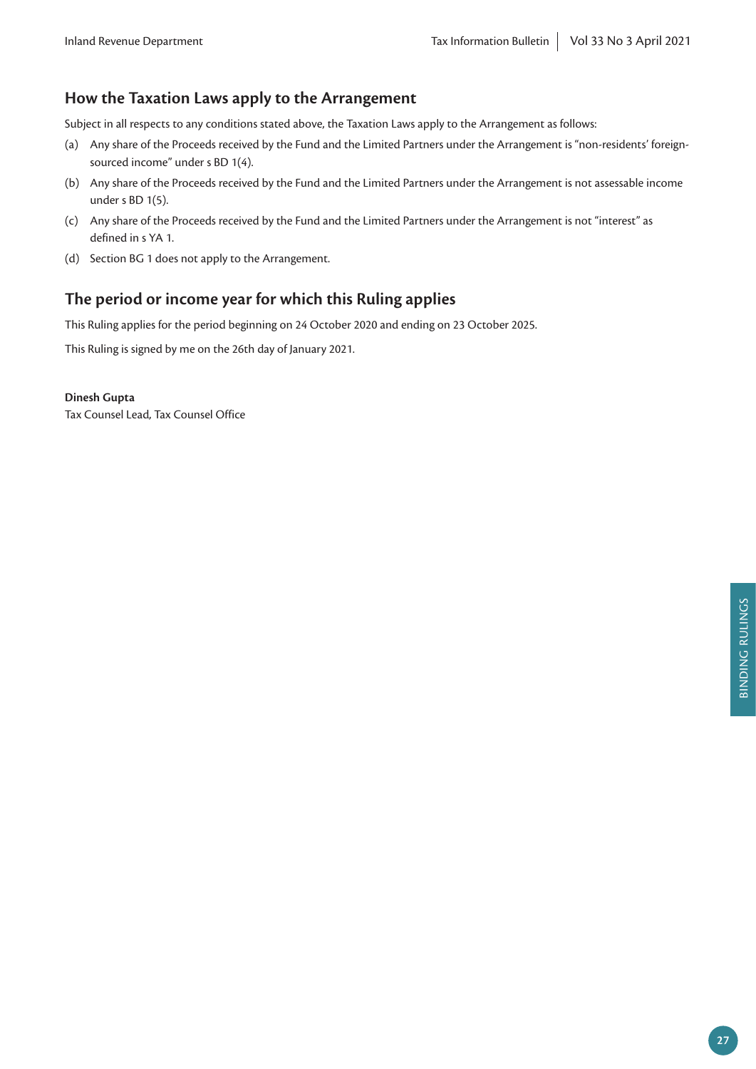## How the Taxation Laws apply to the Arrangement

Subject in all respects to any conditions stated above, the Taxation Laws apply to the Arrangement as follows:

(a) Any share of the Proceeds received by the Fund and the Limited Partners under the Arrangement is "non-residents' foreign-sourced income" under s BD 1(4).

(b) Any share of the Proceeds received by the Fund and the Limited Partners under the Arrangement is not assessable income under s BD 1(5).

(c) Any share of the Proceeds received by the Fund and the Limited Partners under the Arrangement is not "interest" as defined in s YA 1.

(d) Section BG 1 does not apply to the Arrangement.

## The period or income year for which this Ruling applies

This Ruling applies for the period beginning on 24 October 2020 and ending on 23 October 2025.

This Ruling is signed by me on the 26th day of January 2021.

**Dinesh Gupta**
Tax Counsel Lead, Tax Counsel Office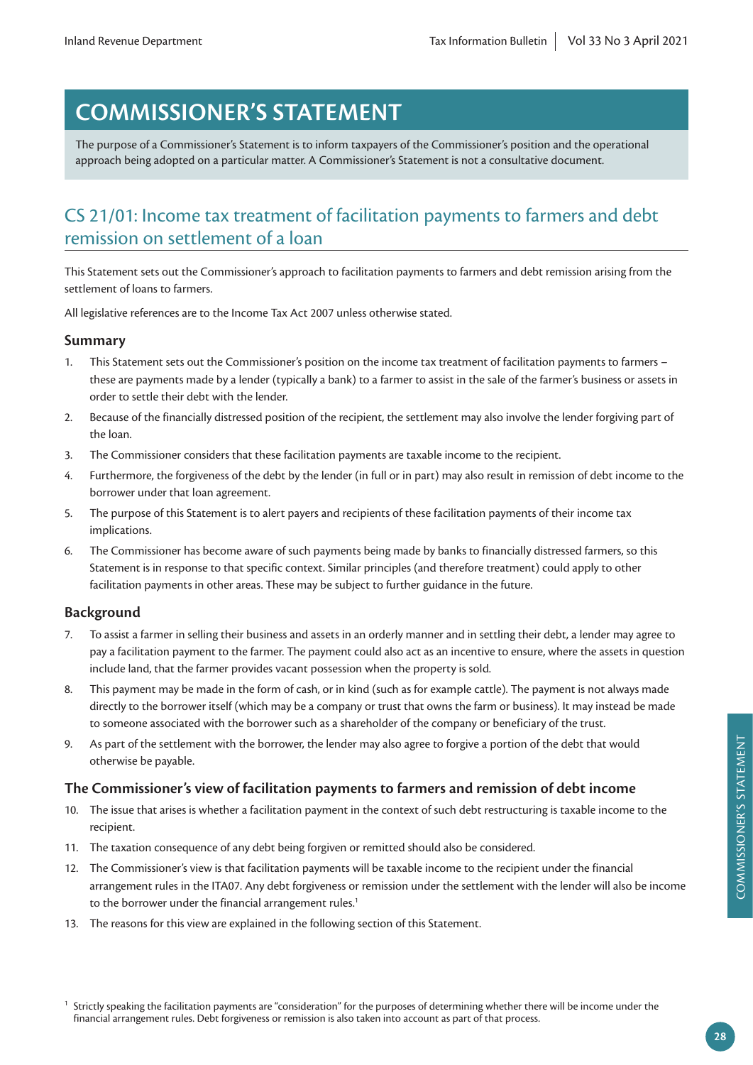# COMMISSIONER'S STATEMENT

The purpose of a Commissioner's Statement is to inform taxpayers of the Commissioner's position and the operational approach being adopted on a particular matter. A Commissioner's Statement is not a consultative document.

## CS 21/01: Income tax treatment of facilitation payments to farmers and debt remission on settlement of a loan

This Statement sets out the Commissioner's approach to facilitation payments to farmers and debt remission arising from the settlement of loans to farmers.

All legislative references are to the Income Tax Act 2007 unless otherwise stated.

### Summary

1. This Statement sets out the Commissioner's position on the income tax treatment of facilitation payments to farmers – these are payments made by a lender (typically a bank) to a farmer to assist in the sale of the farmer's business or assets in order to settle their debt with the lender.
2. Because of the financially distressed position of the recipient, the settlement may also involve the lender forgiving part of the loan.
3. The Commissioner considers that these facilitation payments are taxable income to the recipient.
4. Furthermore, the forgiveness of the debt by the lender (in full or in part) may also result in remission of debt income to the borrower under that loan agreement.
5. The purpose of this Statement is to alert payers and recipients of these facilitation payments of their income tax implications.
6. The Commissioner has become aware of such payments being made by banks to financially distressed farmers, so this Statement is in response to that specific context. Similar principles (and therefore treatment) could apply to other facilitation payments in other areas. These may be subject to further guidance in the future.

### Background

7. To assist a farmer in selling their business and assets in an orderly manner and in settling their debt, a lender may agree to pay a facilitation payment to the farmer. The payment could also act as an incentive to ensure, where the assets in question include land, that the farmer provides vacant possession when the property is sold.
8. This payment may be made in the form of cash, or in kind (such as for example cattle). The payment is not always made directly to the borrower itself (which may be a company or trust that owns the farm or business). It may instead be made to someone associated with the borrower such as a shareholder of the company or beneficiary of the trust.
9. As part of the settlement with the borrower, the lender may also agree to forgive a portion of the debt that would otherwise be payable.

### The Commissioner's view of facilitation payments to farmers and remission of debt income

10. The issue that arises is whether a facilitation payment in the context of such debt restructuring is taxable income to the recipient.
11. The taxation consequence of any debt being forgiven or remitted should also be considered.
12. The Commissioner's view is that facilitation payments will be taxable income to the recipient under the financial arrangement rules in the ITA07. Any debt forgiveness or remission under the settlement with the lender will also be income to the borrower under the financial arrangement rules.[1]
13. The reasons for this view are explained in the following section of this Statement.

[1] Strictly speaking the facilitation payments are "consideration" for the purposes of determining whether there will be income under the financial arrangement rules. Debt forgiveness or remission is also taken into account as part of that process.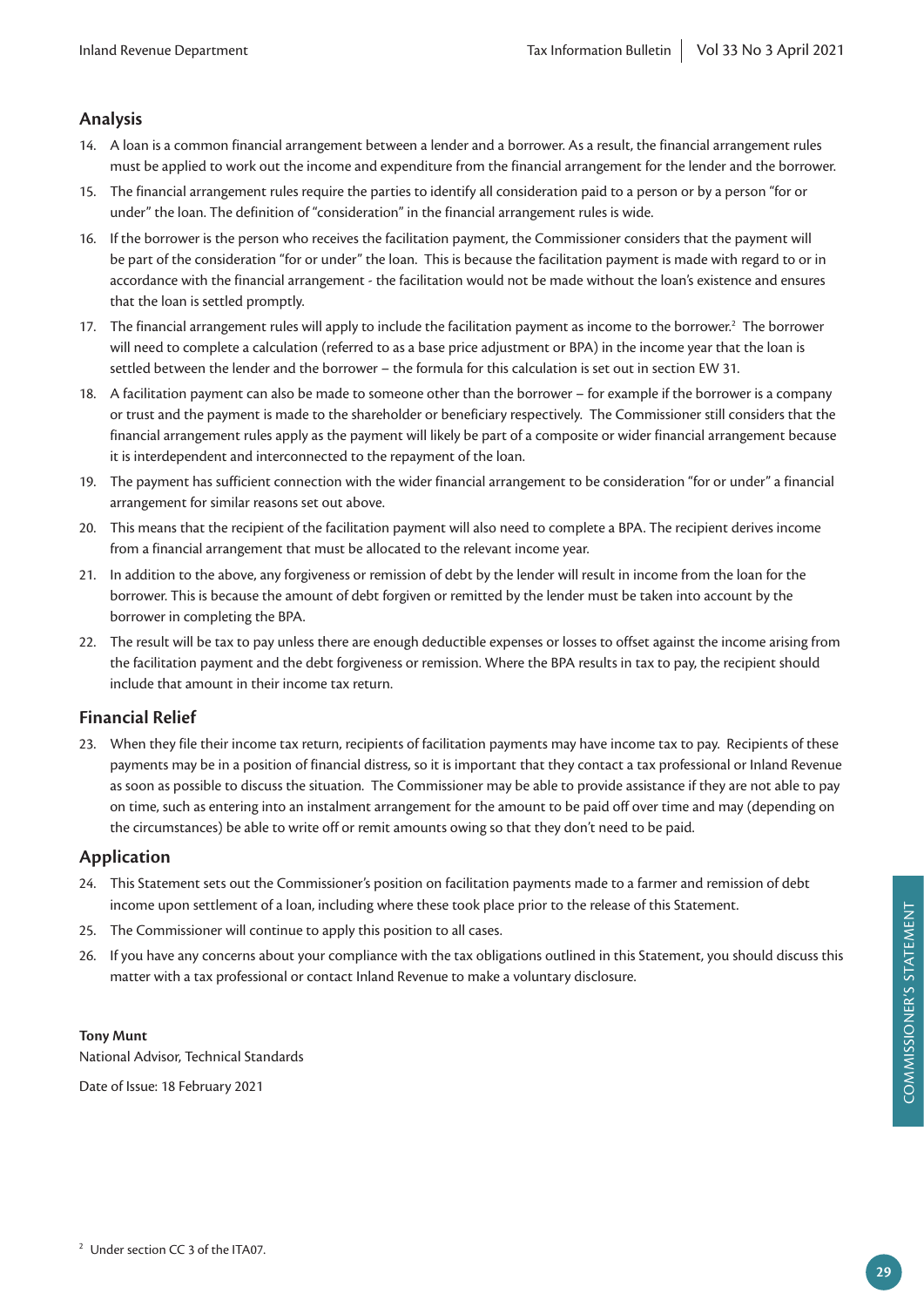## Analysis

14. A loan is a common financial arrangement between a lender and a borrower. As a result, the financial arrangement rules must be applied to work out the income and expenditure from the financial arrangement for the lender and the borrower.
15. The financial arrangement rules require the parties to identify all consideration paid to a person or by a person "for or under" the loan. The definition of "consideration" in the financial arrangement rules is wide.
16. If the borrower is the person who receives the facilitation payment, the Commissioner considers that the payment will be part of the consideration "for or under" the loan. This is because the facilitation payment is made with regard to or in accordance with the financial arrangement - the facilitation would not be made without the loan's existence and ensures that the loan is settled promptly.
17. The financial arrangement rules will apply to include the facilitation payment as income to the borrower.[2] The borrower will need to complete a calculation (referred to as a base price adjustment or BPA) in the income year that the loan is settled between the lender and the borrower – the formula for this calculation is set out in section EW 31.
18. A facilitation payment can also be made to someone other than the borrower – for example if the borrower is a company or trust and the payment is made to the shareholder or beneficiary respectively. The Commissioner still considers that the financial arrangement rules apply as the payment will likely be part of a composite or wider financial arrangement because it is interdependent and interconnected to the repayment of the loan.
19. The payment has sufficient connection with the wider financial arrangement to be consideration "for or under" a financial arrangement for similar reasons set out above.
20. This means that the recipient of the facilitation payment will also need to complete a BPA. The recipient derives income from a financial arrangement that must be allocated to the relevant income year.
21. In addition to the above, any forgiveness or remission of debt by the lender will result in income from the loan for the borrower. This is because the amount of debt forgiven or remitted by the lender must be taken into account by the borrower in completing the BPA.
22. The result will be tax to pay unless there are enough deductible expenses or losses to offset against the income arising from the facilitation payment and the debt forgiveness or remission. Where the BPA results in tax to pay, the recipient should include that amount in their income tax return.

## Financial Relief

23. When they file their income tax return, recipients of facilitation payments may have income tax to pay. Recipients of these payments may be in a position of financial distress, so it is important that they contact a tax professional or Inland Revenue as soon as possible to discuss the situation. The Commissioner may be able to provide assistance if they are not able to pay on time, such as entering into an instalment arrangement for the amount to be paid off over time and may (depending on the circumstances) be able to write off or remit amounts owing so that they don't need to be paid.

## Application

24. This Statement sets out the Commissioner's position on facilitation payments made to a farmer and remission of debt income upon settlement of a loan, including where these took place prior to the release of this Statement.
25. The Commissioner will continue to apply this position to all cases.
26. If you have any concerns about your compliance with the tax obligations outlined in this Statement, you should discuss this matter with a tax professional or contact Inland Revenue to make a voluntary disclosure.

**Tony Munt**
National Advisor, Technical Standards

Date of Issue: 18 February 2021

[2] Under section CC 3 of the ITA07.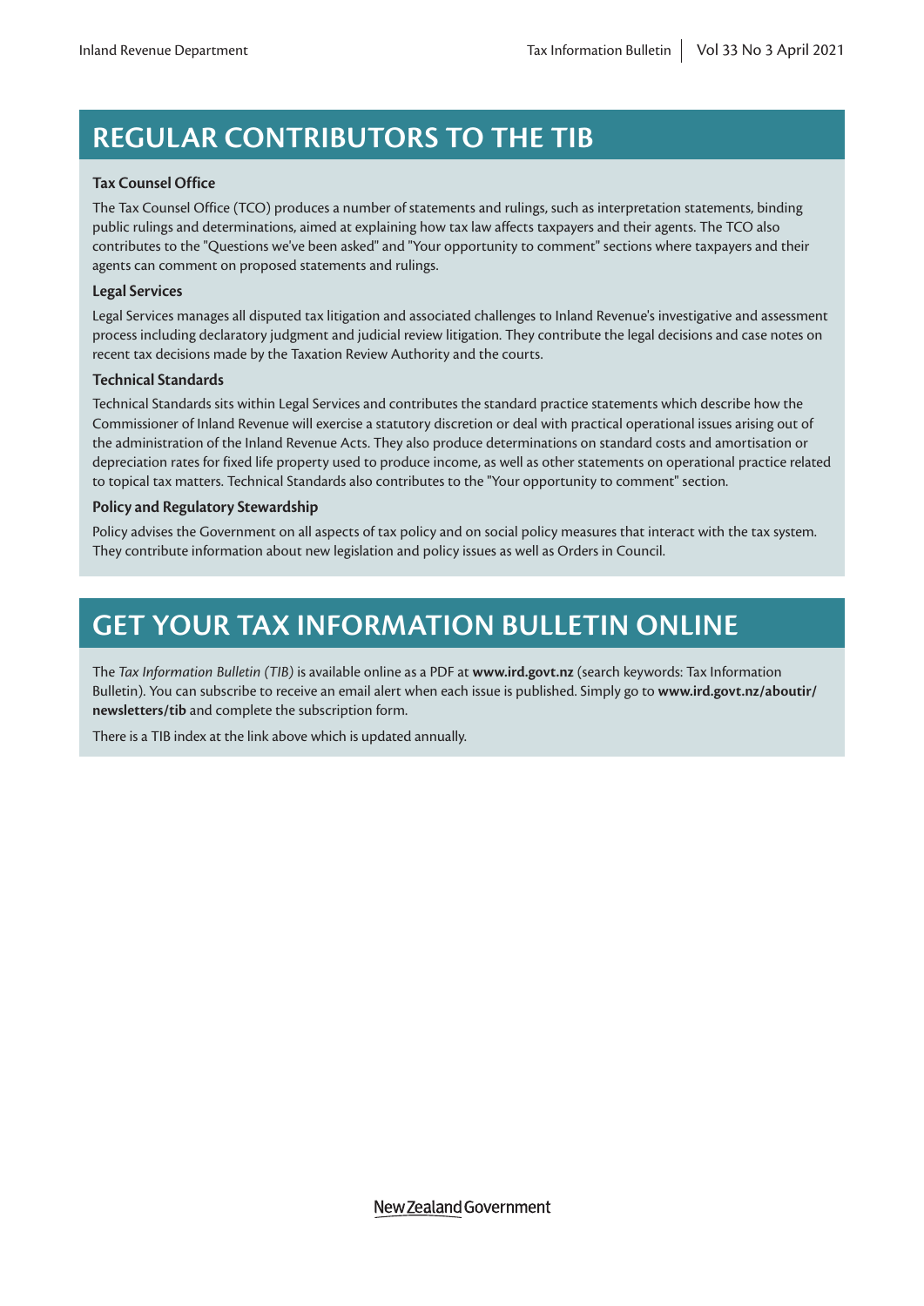# REGULAR CONTRIBUTORS TO THE TIB

### Tax Counsel Office

The Tax Counsel Office (TCO) produces a number of statements and rulings, such as interpretation statements, binding public rulings and determinations, aimed at explaining how tax law affects taxpayers and their agents. The TCO also contributes to the "Questions we've been asked" and "Your opportunity to comment" sections where taxpayers and their agents can comment on proposed statements and rulings.

### Legal Services

Legal Services manages all disputed tax litigation and associated challenges to Inland Revenue's investigative and assessment process including declaratory judgment and judicial review litigation. They contribute the legal decisions and case notes on recent tax decisions made by the Taxation Review Authority and the courts.

### Technical Standards

Technical Standards sits within Legal Services and contributes the standard practice statements which describe how the Commissioner of Inland Revenue will exercise a statutory discretion or deal with practical operational issues arising out of the administration of the Inland Revenue Acts. They also produce determinations on standard costs and amortisation or depreciation rates for fixed life property used to produce income, as well as other statements on operational practice related to topical tax matters. Technical Standards also contributes to the "Your opportunity to comment" section.

### Policy and Regulatory Stewardship

Policy advises the Government on all aspects of tax policy and on social policy measures that interact with the tax system. They contribute information about new legislation and policy issues as well as Orders in Council.

# GET YOUR TAX INFORMATION BULLETIN ONLINE

The *Tax Information Bulletin (TIB)* is available online as a PDF at **www.ird.govt.nz** (search keywords: Tax Information Bulletin). You can subscribe to receive an email alert when each issue is published. Simply go to **www.ird.govt.nz/aboutir/newsletters/tib** and complete the subscription form.

There is a TIB index at the link above which is updated annually.

New Zealand Government